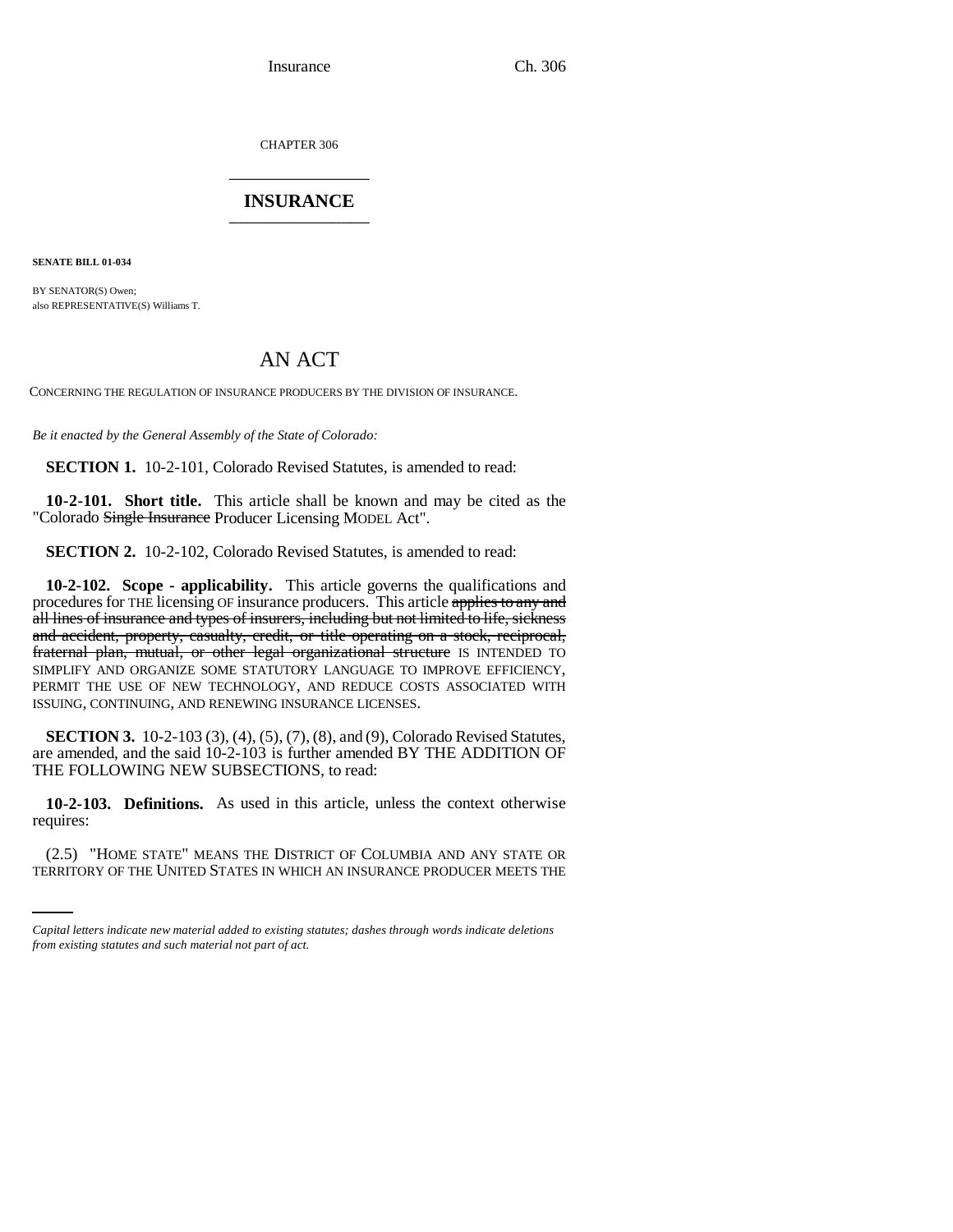CHAPTER 306

# INSURANCE

**SENATE BILL 01-034**

BY SENATOR(S) Owen;
also REPRESENTATIVE(S) Williams T.

## AN ACT

CONCERNING THE REGULATION OF INSURANCE PRODUCERS BY THE DIVISION OF INSURANCE.

*Be it enacted by the General Assembly of the State of Colorado:*

**SECTION 1.** 10-2-101, Colorado Revised Statutes, is amended to read:

**10-2-101. Short title.** This article shall be known and may be cited as the "Colorado ~~Single Insurance~~ Producer Licensing MODEL Act".

**SECTION 2.** 10-2-102, Colorado Revised Statutes, is amended to read:

**10-2-102. Scope - applicability.** This article governs the qualifications and procedures for THE licensing OF insurance producers. This article ~~applies to any and all lines of insurance and types of insurers, including but not limited to life, sickness and accident, property, casualty, credit, or title operating on a stock, reciprocal, fraternal plan, mutual, or other legal organizational structure~~ IS INTENDED TO SIMPLIFY AND ORGANIZE SOME STATUTORY LANGUAGE TO IMPROVE EFFICIENCY, PERMIT THE USE OF NEW TECHNOLOGY, AND REDUCE COSTS ASSOCIATED WITH ISSUING, CONTINUING, AND RENEWING INSURANCE LICENSES.

**SECTION 3.** 10-2-103 (3), (4), (5), (7), (8), and (9), Colorado Revised Statutes, are amended, and the said 10-2-103 is further amended BY THE ADDITION OF THE FOLLOWING NEW SUBSECTIONS, to read:

**10-2-103. Definitions.** As used in this article, unless the context otherwise requires:

(2.5) "HOME STATE" MEANS THE DISTRICT OF COLUMBIA AND ANY STATE OR TERRITORY OF THE UNITED STATES IN WHICH AN INSURANCE PRODUCER MEETS THE

---

*Capital letters indicate new material added to existing statutes; dashes through words indicate deletions from existing statutes and such material not part of act.*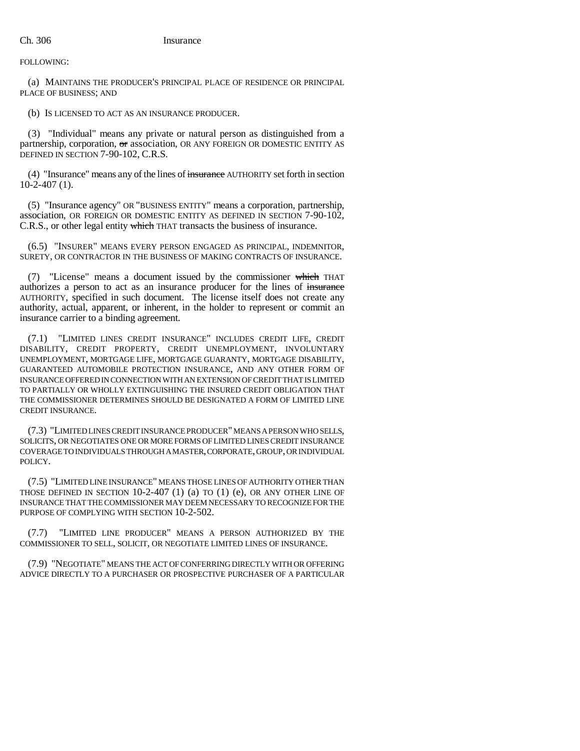FOLLOWING:

(a) MAINTAINS THE PRODUCER'S PRINCIPAL PLACE OF RESIDENCE OR PRINCIPAL PLACE OF BUSINESS; AND

(b) IS LICENSED TO ACT AS AN INSURANCE PRODUCER.

(3) "Individual" means any private or natural person as distinguished from a partnership, corporation, ~~or~~ association, OR ANY FOREIGN OR DOMESTIC ENTITY AS DEFINED IN SECTION 7-90-102, C.R.S.

(4) "Insurance" means any of the lines of ~~insurance~~ AUTHORITY set forth in section 10-2-407 (1).

(5) "Insurance agency" OR "BUSINESS ENTITY" means a corporation, partnership, association, OR FOREIGN OR DOMESTIC ENTITY AS DEFINED IN SECTION 7-90-102, C.R.S., or other legal entity ~~which~~ THAT transacts the business of insurance.

(6.5) "INSURER" MEANS EVERY PERSON ENGAGED AS PRINCIPAL, INDEMNITOR, SURETY, OR CONTRACTOR IN THE BUSINESS OF MAKING CONTRACTS OF INSURANCE.

(7) "License" means a document issued by the commissioner ~~which~~ THAT authorizes a person to act as an insurance producer for the lines of ~~insurance~~ AUTHORITY, specified in such document. The license itself does not create any authority, actual, apparent, or inherent, in the holder to represent or commit an insurance carrier to a binding agreement.

(7.1) "LIMITED LINES CREDIT INSURANCE" INCLUDES CREDIT LIFE, CREDIT DISABILITY, CREDIT PROPERTY, CREDIT UNEMPLOYMENT, INVOLUNTARY UNEMPLOYMENT, MORTGAGE LIFE, MORTGAGE GUARANTY, MORTGAGE DISABILITY, GUARANTEED AUTOMOBILE PROTECTION INSURANCE, AND ANY OTHER FORM OF INSURANCE OFFERED IN CONNECTION WITH AN EXTENSION OF CREDIT THAT IS LIMITED TO PARTIALLY OR WHOLLY EXTINGUISHING THE INSURED CREDIT OBLIGATION THAT THE COMMISSIONER DETERMINES SHOULD BE DESIGNATED A FORM OF LIMITED LINE CREDIT INSURANCE.

(7.3) "LIMITED LINES CREDIT INSURANCE PRODUCER" MEANS A PERSON WHO SELLS, SOLICITS, OR NEGOTIATES ONE OR MORE FORMS OF LIMITED LINES CREDIT INSURANCE COVERAGE TO INDIVIDUALS THROUGH A MASTER, CORPORATE, GROUP, OR INDIVIDUAL POLICY.

(7.5) "LIMITED LINE INSURANCE" MEANS THOSE LINES OF AUTHORITY OTHER THAN THOSE DEFINED IN SECTION 10-2-407 (1) (a) TO (1) (e), OR ANY OTHER LINE OF INSURANCE THAT THE COMMISSIONER MAY DEEM NECESSARY TO RECOGNIZE FOR THE PURPOSE OF COMPLYING WITH SECTION 10-2-502.

(7.7) "LIMITED LINE PRODUCER" MEANS A PERSON AUTHORIZED BY THE COMMISSIONER TO SELL, SOLICIT, OR NEGOTIATE LIMITED LINES OF INSURANCE.

(7.9) "NEGOTIATE" MEANS THE ACT OF CONFERRING DIRECTLY WITH OR OFFERING ADVICE DIRECTLY TO A PURCHASER OR PROSPECTIVE PURCHASER OF A PARTICULAR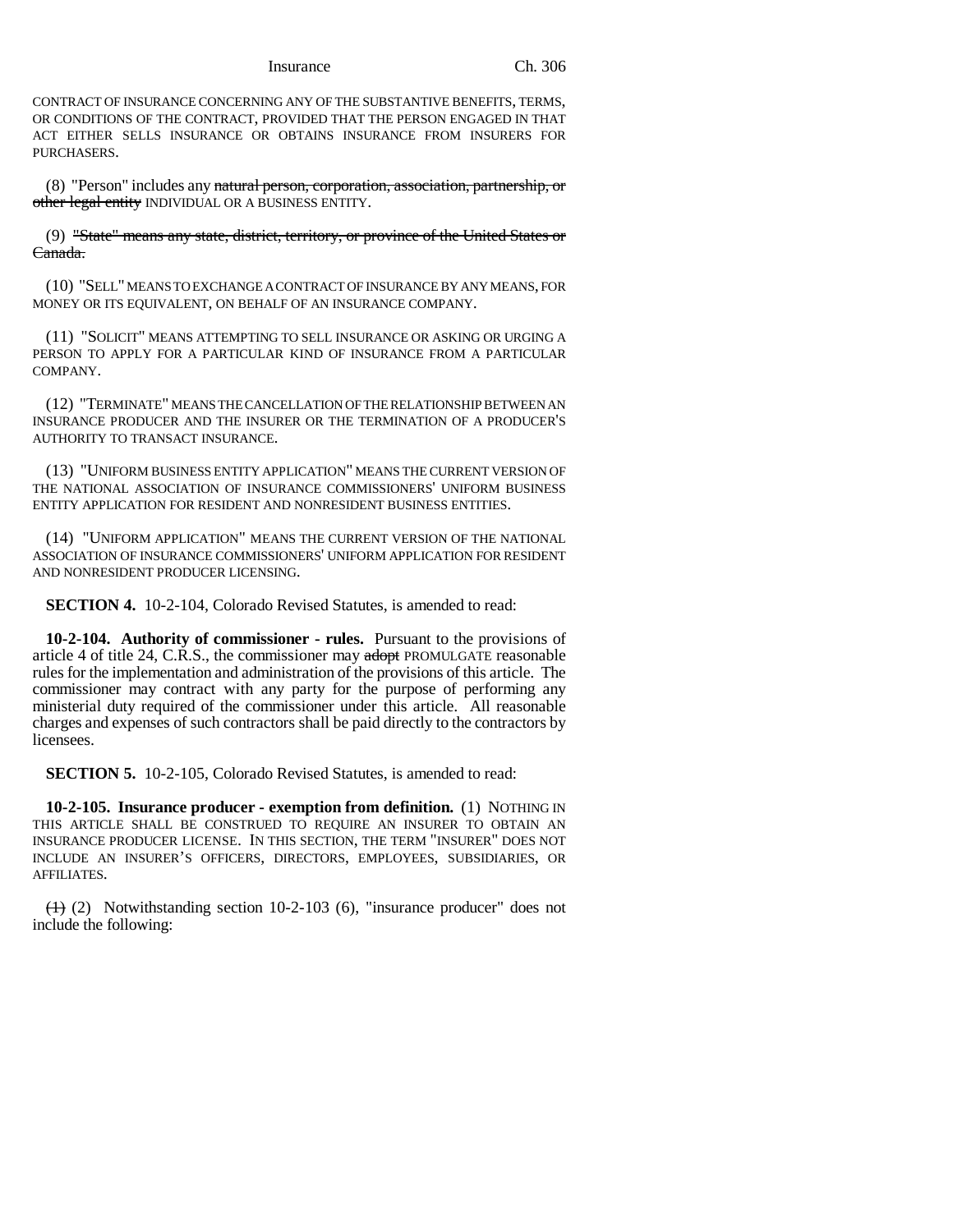CONTRACT OF INSURANCE CONCERNING ANY OF THE SUBSTANTIVE BENEFITS, TERMS, OR CONDITIONS OF THE CONTRACT, PROVIDED THAT THE PERSON ENGAGED IN THAT ACT EITHER SELLS INSURANCE OR OBTAINS INSURANCE FROM INSURERS FOR PURCHASERS.

(8) "Person" includes any ~~natural person, corporation, association, partnership, or other legal entity~~ INDIVIDUAL OR A BUSINESS ENTITY.

(9) ~~"State" means any state, district, territory, or province of the United States or Canada.~~

(10) "SELL" MEANS TO EXCHANGE A CONTRACT OF INSURANCE BY ANY MEANS, FOR MONEY OR ITS EQUIVALENT, ON BEHALF OF AN INSURANCE COMPANY.

(11) "SOLICIT" MEANS ATTEMPTING TO SELL INSURANCE OR ASKING OR URGING A PERSON TO APPLY FOR A PARTICULAR KIND OF INSURANCE FROM A PARTICULAR COMPANY.

(12) "TERMINATE" MEANS THE CANCELLATION OF THE RELATIONSHIP BETWEEN AN INSURANCE PRODUCER AND THE INSURER OR THE TERMINATION OF A PRODUCER'S AUTHORITY TO TRANSACT INSURANCE.

(13) "UNIFORM BUSINESS ENTITY APPLICATION" MEANS THE CURRENT VERSION OF THE NATIONAL ASSOCIATION OF INSURANCE COMMISSIONERS' UNIFORM BUSINESS ENTITY APPLICATION FOR RESIDENT AND NONRESIDENT BUSINESS ENTITIES.

(14) "UNIFORM APPLICATION" MEANS THE CURRENT VERSION OF THE NATIONAL ASSOCIATION OF INSURANCE COMMISSIONERS' UNIFORM APPLICATION FOR RESIDENT AND NONRESIDENT PRODUCER LICENSING.

**SECTION 4.** 10-2-104, Colorado Revised Statutes, is amended to read:

**10-2-104. Authority of commissioner - rules.** Pursuant to the provisions of article 4 of title 24, C.R.S., the commissioner may ~~adopt~~ PROMULGATE reasonable rules for the implementation and administration of the provisions of this article. The commissioner may contract with any party for the purpose of performing any ministerial duty required of the commissioner under this article. All reasonable charges and expenses of such contractors shall be paid directly to the contractors by licensees.

**SECTION 5.** 10-2-105, Colorado Revised Statutes, is amended to read:

**10-2-105. Insurance producer - exemption from definition.** (1) NOTHING IN THIS ARTICLE SHALL BE CONSTRUED TO REQUIRE AN INSURER TO OBTAIN AN INSURANCE PRODUCER LICENSE. IN THIS SECTION, THE TERM "INSURER" DOES NOT INCLUDE AN INSURER'S OFFICERS, DIRECTORS, EMPLOYEES, SUBSIDIARIES, OR AFFILIATES.

~~(1)~~ (2) Notwithstanding section 10-2-103 (6), "insurance producer" does not include the following: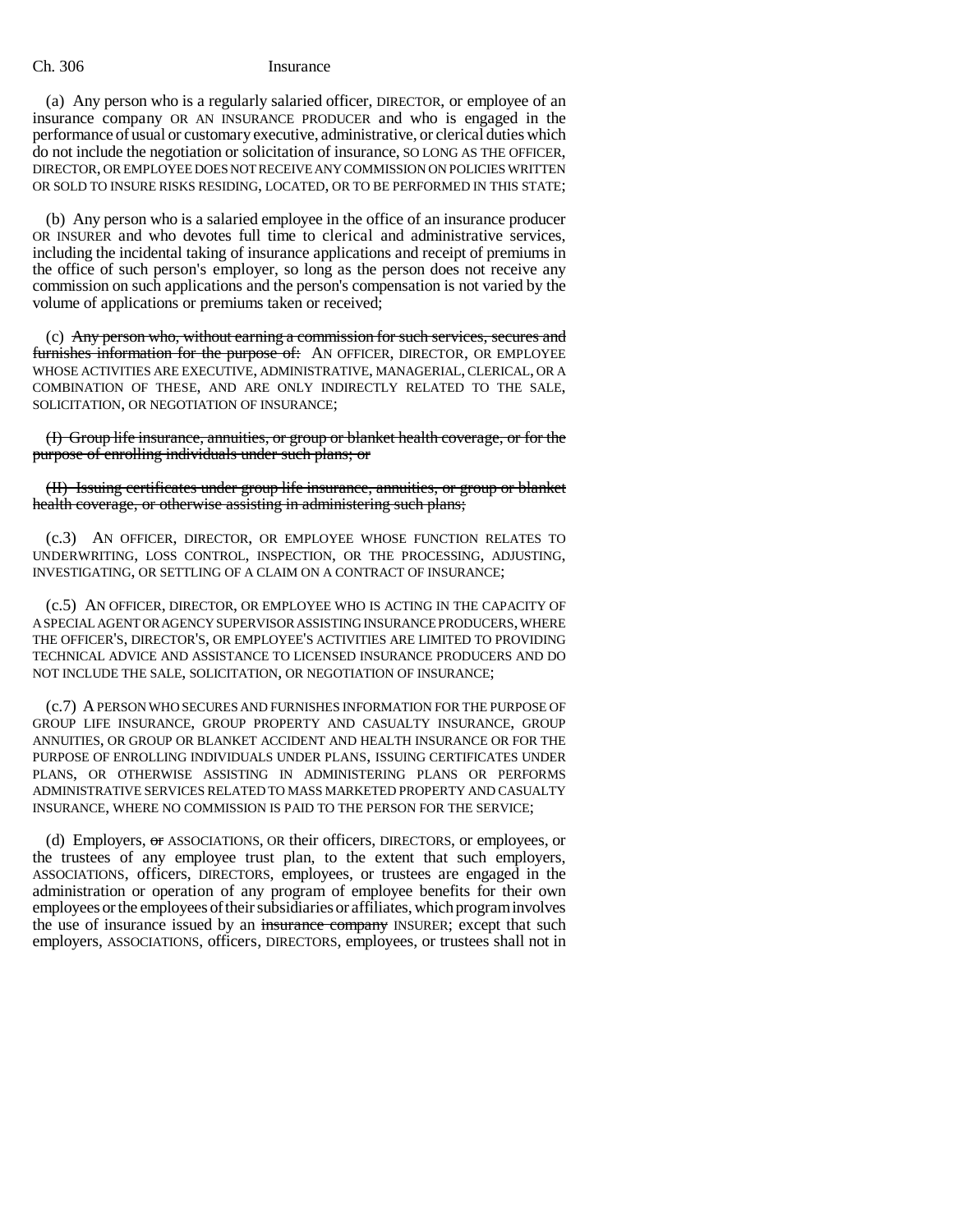(a) Any person who is a regularly salaried officer, DIRECTOR, or employee of an insurance company OR AN INSURANCE PRODUCER and who is engaged in the performance of usual or customary executive, administrative, or clerical duties which do not include the negotiation or solicitation of insurance, SO LONG AS THE OFFICER, DIRECTOR, OR EMPLOYEE DOES NOT RECEIVE ANY COMMISSION ON POLICIES WRITTEN OR SOLD TO INSURE RISKS RESIDING, LOCATED, OR TO BE PERFORMED IN THIS STATE;

(b) Any person who is a salaried employee in the office of an insurance producer OR INSURER and who devotes full time to clerical and administrative services, including the incidental taking of insurance applications and receipt of premiums in the office of such person's employer, so long as the person does not receive any commission on such applications and the person's compensation is not varied by the volume of applications or premiums taken or received;

(c) ~~Any person who, without earning a commission for such services, secures and furnishes information for the purpose of:~~ AN OFFICER, DIRECTOR, OR EMPLOYEE WHOSE ACTIVITIES ARE EXECUTIVE, ADMINISTRATIVE, MANAGERIAL, CLERICAL, OR A COMBINATION OF THESE, AND ARE ONLY INDIRECTLY RELATED TO THE SALE, SOLICITATION, OR NEGOTIATION OF INSURANCE;

~~(I) Group life insurance, annuities, or group or blanket health coverage, or for the purpose of enrolling individuals under such plans; or~~

~~(II) Issuing certificates under group life insurance, annuities, or group or blanket health coverage, or otherwise assisting in administering such plans;~~

(c.3) AN OFFICER, DIRECTOR, OR EMPLOYEE WHOSE FUNCTION RELATES TO UNDERWRITING, LOSS CONTROL, INSPECTION, OR THE PROCESSING, ADJUSTING, INVESTIGATING, OR SETTLING OF A CLAIM ON A CONTRACT OF INSURANCE;

(c.5) AN OFFICER, DIRECTOR, OR EMPLOYEE WHO IS ACTING IN THE CAPACITY OF A SPECIAL AGENT OR AGENCY SUPERVISOR ASSISTING INSURANCE PRODUCERS, WHERE THE OFFICER'S, DIRECTOR'S, OR EMPLOYEE'S ACTIVITIES ARE LIMITED TO PROVIDING TECHNICAL ADVICE AND ASSISTANCE TO LICENSED INSURANCE PRODUCERS AND DO NOT INCLUDE THE SALE, SOLICITATION, OR NEGOTIATION OF INSURANCE;

(c.7) A PERSON WHO SECURES AND FURNISHES INFORMATION FOR THE PURPOSE OF GROUP LIFE INSURANCE, GROUP PROPERTY AND CASUALTY INSURANCE, GROUP ANNUITIES, OR GROUP OR BLANKET ACCIDENT AND HEALTH INSURANCE OR FOR THE PURPOSE OF ENROLLING INDIVIDUALS UNDER PLANS, ISSUING CERTIFICATES UNDER PLANS, OR OTHERWISE ASSISTING IN ADMINISTERING PLANS OR PERFORMS ADMINISTRATIVE SERVICES RELATED TO MASS MARKETED PROPERTY AND CASUALTY INSURANCE, WHERE NO COMMISSION IS PAID TO THE PERSON FOR THE SERVICE;

(d) Employers, ~~or~~ ASSOCIATIONS, OR their officers, DIRECTORS, or employees, or the trustees of any employee trust plan, to the extent that such employers, ASSOCIATIONS, officers, DIRECTORS, employees, or trustees are engaged in the administration or operation of any program of employee benefits for their own employees or the employees of their subsidiaries or affiliates, which program involves the use of insurance issued by an ~~insurance company~~ INSURER; except that such employers, ASSOCIATIONS, officers, DIRECTORS, employees, or trustees shall not in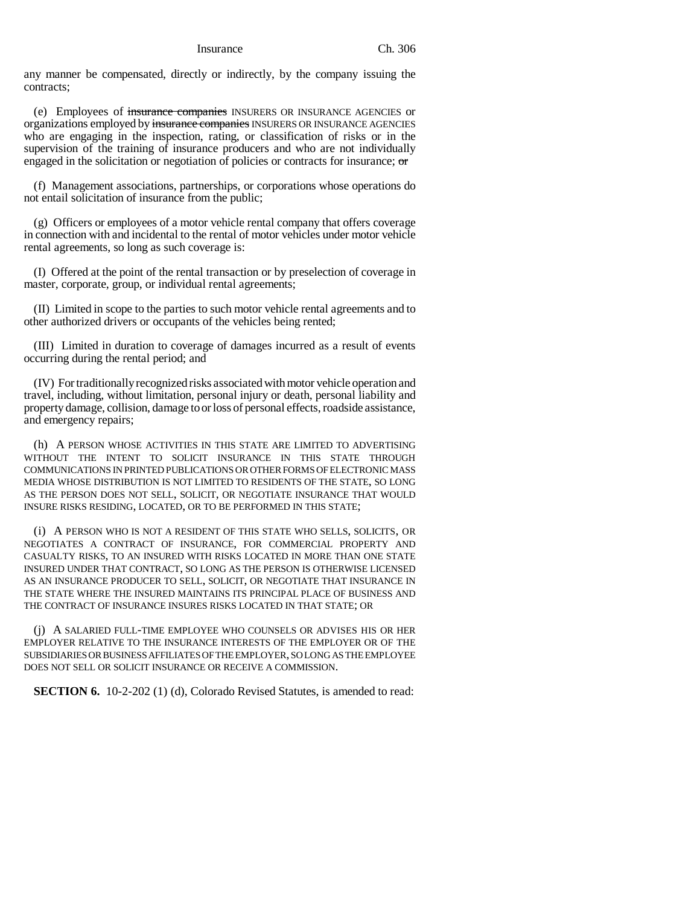any manner be compensated, directly or indirectly, by the company issuing the contracts;

(e) Employees of ~~insurance companies~~ INSURERS OR INSURANCE AGENCIES or organizations employed by ~~insurance companies~~ INSURERS OR INSURANCE AGENCIES who are engaging in the inspection, rating, or classification of risks or in the supervision of the training of insurance producers and who are not individually engaged in the solicitation or negotiation of policies or contracts for insurance; ~~or~~

(f) Management associations, partnerships, or corporations whose operations do not entail solicitation of insurance from the public;

(g) Officers or employees of a motor vehicle rental company that offers coverage in connection with and incidental to the rental of motor vehicles under motor vehicle rental agreements, so long as such coverage is:

(I) Offered at the point of the rental transaction or by preselection of coverage in master, corporate, group, or individual rental agreements;

(II) Limited in scope to the parties to such motor vehicle rental agreements and to other authorized drivers or occupants of the vehicles being rented;

(III) Limited in duration to coverage of damages incurred as a result of events occurring during the rental period; and

(IV) For traditionally recognized risks associated with motor vehicle operation and travel, including, without limitation, personal injury or death, personal liability and property damage, collision, damage to or loss of personal effects, roadside assistance, and emergency repairs;

(h) A PERSON WHOSE ACTIVITIES IN THIS STATE ARE LIMITED TO ADVERTISING WITHOUT THE INTENT TO SOLICIT INSURANCE IN THIS STATE THROUGH COMMUNICATIONS IN PRINTED PUBLICATIONS OR OTHER FORMS OF ELECTRONIC MASS MEDIA WHOSE DISTRIBUTION IS NOT LIMITED TO RESIDENTS OF THE STATE, SO LONG AS THE PERSON DOES NOT SELL, SOLICIT, OR NEGOTIATE INSURANCE THAT WOULD INSURE RISKS RESIDING, LOCATED, OR TO BE PERFORMED IN THIS STATE;

(i) A PERSON WHO IS NOT A RESIDENT OF THIS STATE WHO SELLS, SOLICITS, OR NEGOTIATES A CONTRACT OF INSURANCE, FOR COMMERCIAL PROPERTY AND CASUALTY RISKS, TO AN INSURED WITH RISKS LOCATED IN MORE THAN ONE STATE INSURED UNDER THAT CONTRACT, SO LONG AS THE PERSON IS OTHERWISE LICENSED AS AN INSURANCE PRODUCER TO SELL, SOLICIT, OR NEGOTIATE THAT INSURANCE IN THE STATE WHERE THE INSURED MAINTAINS ITS PRINCIPAL PLACE OF BUSINESS AND THE CONTRACT OF INSURANCE INSURES RISKS LOCATED IN THAT STATE; OR

(j) A SALARIED FULL-TIME EMPLOYEE WHO COUNSELS OR ADVISES HIS OR HER EMPLOYER RELATIVE TO THE INSURANCE INTERESTS OF THE EMPLOYER OR OF THE SUBSIDIARIES OR BUSINESS AFFILIATES OF THE EMPLOYER, SO LONG AS THE EMPLOYEE DOES NOT SELL OR SOLICIT INSURANCE OR RECEIVE A COMMISSION.

**SECTION 6.** 10-2-202 (1) (d), Colorado Revised Statutes, is amended to read: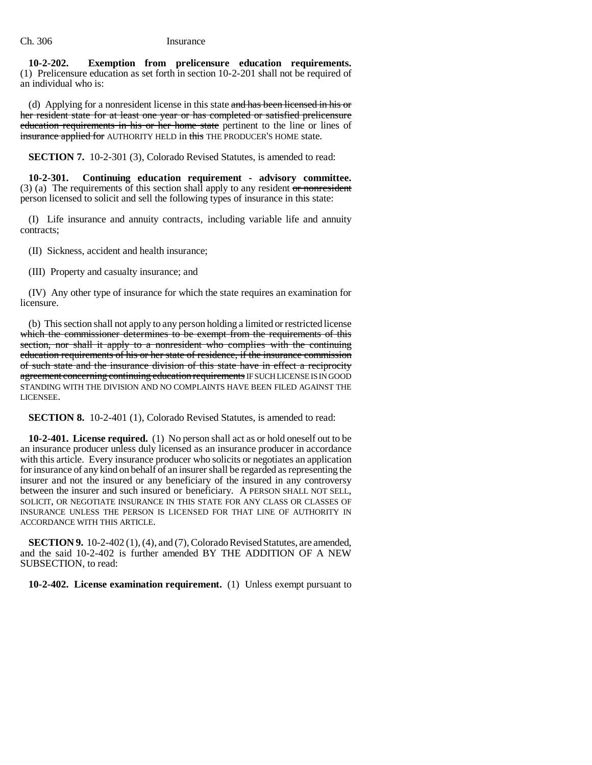**10-2-202. Exemption from prelicensure education requirements.** (1) Prelicensure education as set forth in section 10-2-201 shall not be required of an individual who is:

(d) Applying for a nonresident license in this state ~~and has been licensed in his or her resident state for at least one year or has completed or satisfied prelicensure education requirements in his or her home state~~ pertinent to the line or lines of ~~insurance applied for~~ AUTHORITY HELD in ~~this~~ THE PRODUCER'S HOME state.

**SECTION 7.** 10-2-301 (3), Colorado Revised Statutes, is amended to read:

**10-2-301. Continuing education requirement - advisory committee.** (3) (a) The requirements of this section shall apply to any resident ~~or nonresident~~ person licensed to solicit and sell the following types of insurance in this state:

(I) Life insurance and annuity contracts, including variable life and annuity contracts;

(II) Sickness, accident and health insurance;

(III) Property and casualty insurance; and

(IV) Any other type of insurance for which the state requires an examination for licensure.

(b) This section shall not apply to any person holding a limited or restricted license ~~which the commissioner determines to be exempt from the requirements of this section, nor shall it apply to a nonresident who complies with the continuing education requirements of his or her state of residence, if the insurance commission of such state and the insurance division of this state have in effect a reciprocity agreement concerning continuing education requirements~~ IF SUCH LICENSE IS IN GOOD STANDING WITH THE DIVISION AND NO COMPLAINTS HAVE BEEN FILED AGAINST THE LICENSEE.

**SECTION 8.** 10-2-401 (1), Colorado Revised Statutes, is amended to read:

**10-2-401. License required.** (1) No person shall act as or hold oneself out to be an insurance producer unless duly licensed as an insurance producer in accordance with this article. Every insurance producer who solicits or negotiates an application for insurance of any kind on behalf of an insurer shall be regarded as representing the insurer and not the insured or any beneficiary of the insured in any controversy between the insurer and such insured or beneficiary. A PERSON SHALL NOT SELL, SOLICIT, OR NEGOTIATE INSURANCE IN THIS STATE FOR ANY CLASS OR CLASSES OF INSURANCE UNLESS THE PERSON IS LICENSED FOR THAT LINE OF AUTHORITY IN ACCORDANCE WITH THIS ARTICLE.

**SECTION 9.** 10-2-402 (1), (4), and (7), Colorado Revised Statutes, are amended, and the said 10-2-402 is further amended BY THE ADDITION OF A NEW SUBSECTION, to read:

**10-2-402. License examination requirement.** (1) Unless exempt pursuant to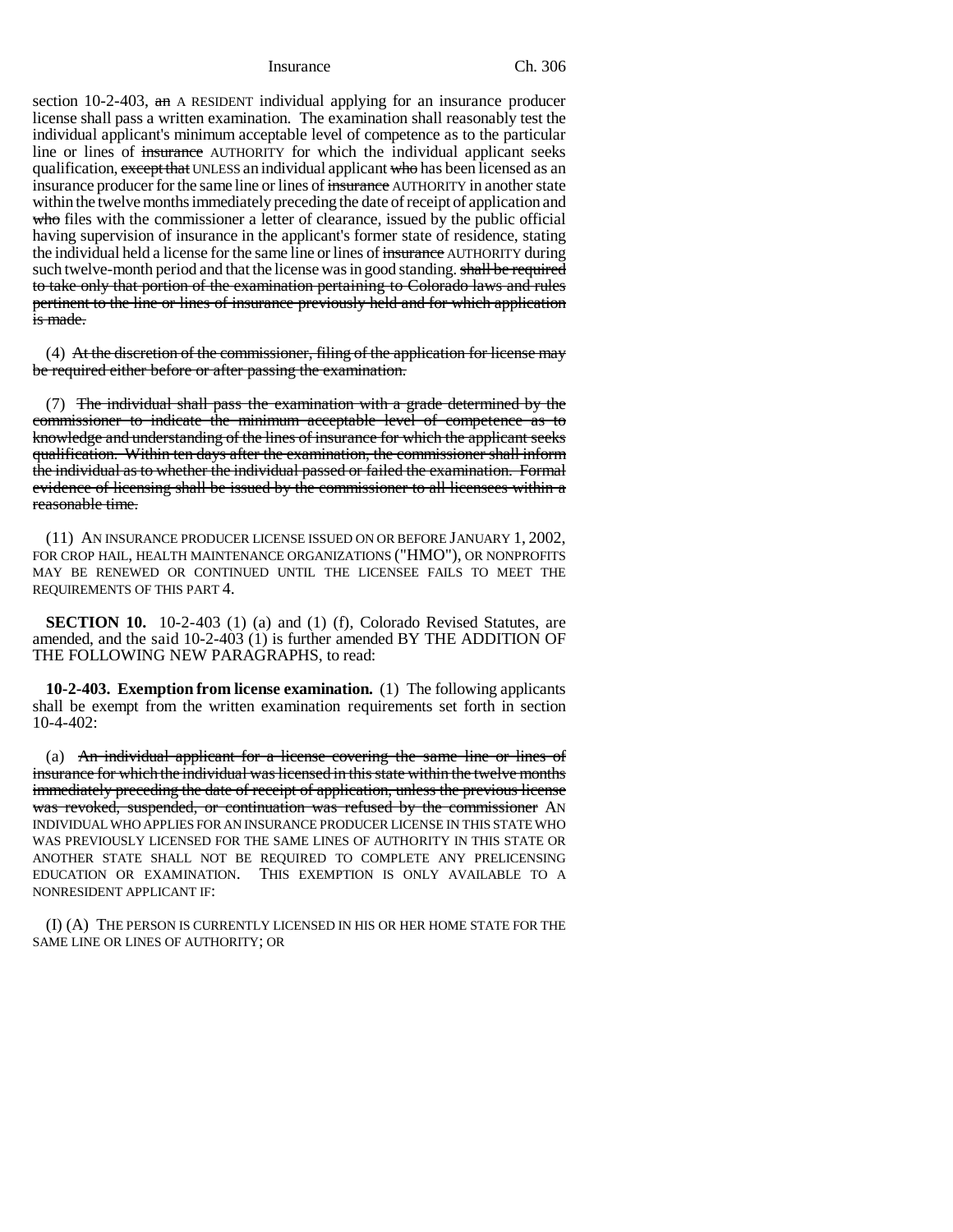section 10-2-403, ~~an~~ A RESIDENT individual applying for an insurance producer license shall pass a written examination. The examination shall reasonably test the individual applicant's minimum acceptable level of competence as to the particular line or lines of ~~insurance~~ AUTHORITY for which the individual applicant seeks qualification, ~~except that~~ UNLESS an individual applicant ~~who~~ has been licensed as an insurance producer for the same line or lines of ~~insurance~~ AUTHORITY in another state within the twelve months immediately preceding the date of receipt of application and ~~who~~ files with the commissioner a letter of clearance, issued by the public official having supervision of insurance in the applicant's former state of residence, stating the individual held a license for the same line or lines of ~~insurance~~ AUTHORITY during such twelve-month period and that the license was in good standing. ~~shall be required to take only that portion of the examination pertaining to Colorado laws and rules pertinent to the line or lines of insurance previously held and for which application is made.~~

(4) ~~At the discretion of the commissioner, filing of the application for license may be required either before or after passing the examination.~~

(7) ~~The individual shall pass the examination with a grade determined by the commissioner to indicate the minimum acceptable level of competence as to knowledge and understanding of the lines of insurance for which the applicant seeks qualification. Within ten days after the examination, the commissioner shall inform the individual as to whether the individual passed or failed the examination. Formal evidence of licensing shall be issued by the commissioner to all licensees within a reasonable time.~~

(11) AN INSURANCE PRODUCER LICENSE ISSUED ON OR BEFORE JANUARY 1, 2002, FOR CROP HAIL, HEALTH MAINTENANCE ORGANIZATIONS ("HMO"), OR NONPROFITS MAY BE RENEWED OR CONTINUED UNTIL THE LICENSEE FAILS TO MEET THE REQUIREMENTS OF THIS PART 4.

**SECTION 10.** 10-2-403 (1) (a) and (1) (f), Colorado Revised Statutes, are amended, and the said 10-2-403 (1) is further amended BY THE ADDITION OF THE FOLLOWING NEW PARAGRAPHS, to read:

**10-2-403. Exemption from license examination.** (1) The following applicants shall be exempt from the written examination requirements set forth in section 10-4-402:

(a) ~~An individual applicant for a license covering the same line or lines of insurance for which the individual was licensed in this state within the twelve months immediately preceding the date of receipt of application, unless the previous license was revoked, suspended, or continuation was refused by the commissioner~~ AN INDIVIDUAL WHO APPLIES FOR AN INSURANCE PRODUCER LICENSE IN THIS STATE WHO WAS PREVIOUSLY LICENSED FOR THE SAME LINES OF AUTHORITY IN THIS STATE OR ANOTHER STATE SHALL NOT BE REQUIRED TO COMPLETE ANY PRELICENSING EDUCATION OR EXAMINATION. THIS EXEMPTION IS ONLY AVAILABLE TO A NONRESIDENT APPLICANT IF:

(I) (A) THE PERSON IS CURRENTLY LICENSED IN HIS OR HER HOME STATE FOR THE SAME LINE OR LINES OF AUTHORITY; OR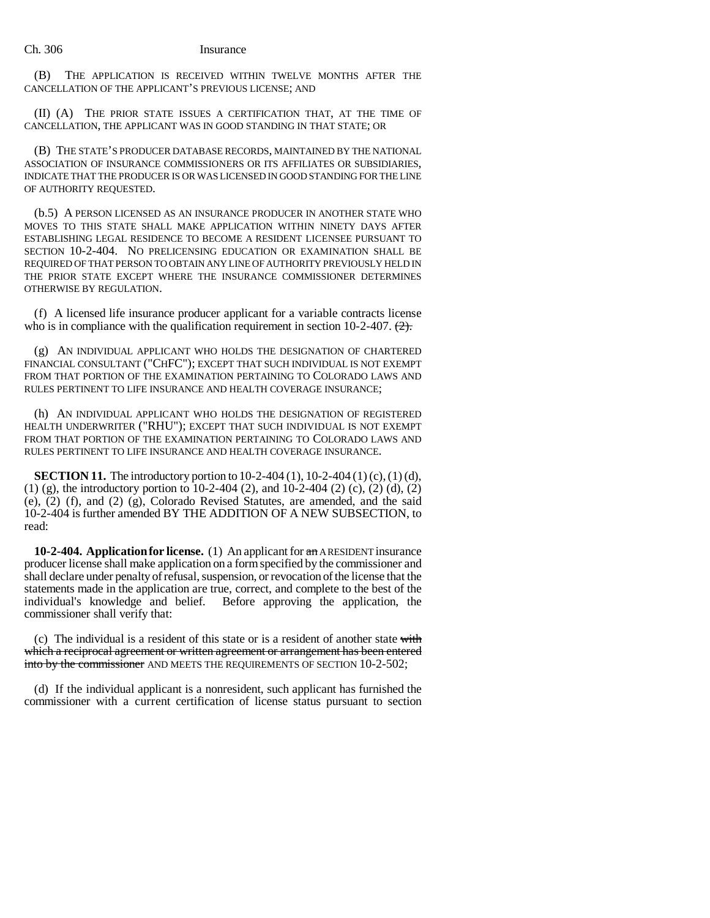(B) THE APPLICATION IS RECEIVED WITHIN TWELVE MONTHS AFTER THE CANCELLATION OF THE APPLICANT'S PREVIOUS LICENSE; AND

(II) (A) THE PRIOR STATE ISSUES A CERTIFICATION THAT, AT THE TIME OF CANCELLATION, THE APPLICANT WAS IN GOOD STANDING IN THAT STATE; OR

(B) THE STATE'S PRODUCER DATABASE RECORDS, MAINTAINED BY THE NATIONAL ASSOCIATION OF INSURANCE COMMISSIONERS OR ITS AFFILIATES OR SUBSIDIARIES, INDICATE THAT THE PRODUCER IS OR WAS LICENSED IN GOOD STANDING FOR THE LINE OF AUTHORITY REQUESTED.

(b.5) A PERSON LICENSED AS AN INSURANCE PRODUCER IN ANOTHER STATE WHO MOVES TO THIS STATE SHALL MAKE APPLICATION WITHIN NINETY DAYS AFTER ESTABLISHING LEGAL RESIDENCE TO BECOME A RESIDENT LICENSEE PURSUANT TO SECTION 10-2-404. NO PRELICENSING EDUCATION OR EXAMINATION SHALL BE REQUIRED OF THAT PERSON TO OBTAIN ANY LINE OF AUTHORITY PREVIOUSLY HELD IN THE PRIOR STATE EXCEPT WHERE THE INSURANCE COMMISSIONER DETERMINES OTHERWISE BY REGULATION.

(f) A licensed life insurance producer applicant for a variable contracts license who is in compliance with the qualification requirement in section 10-2-407. ~~(2).~~

(g) AN INDIVIDUAL APPLICANT WHO HOLDS THE DESIGNATION OF CHARTERED FINANCIAL CONSULTANT ("CHFC"); EXCEPT THAT SUCH INDIVIDUAL IS NOT EXEMPT FROM THAT PORTION OF THE EXAMINATION PERTAINING TO COLORADO LAWS AND RULES PERTINENT TO LIFE INSURANCE AND HEALTH COVERAGE INSURANCE;

(h) AN INDIVIDUAL APPLICANT WHO HOLDS THE DESIGNATION OF REGISTERED HEALTH UNDERWRITER ("RHU"); EXCEPT THAT SUCH INDIVIDUAL IS NOT EXEMPT FROM THAT PORTION OF THE EXAMINATION PERTAINING TO COLORADO LAWS AND RULES PERTINENT TO LIFE INSURANCE AND HEALTH COVERAGE INSURANCE.

**SECTION 11.** The introductory portion to 10-2-404 (1), 10-2-404 (1) (c), (1) (d), (1) (g), the introductory portion to 10-2-404 (2), and 10-2-404 (2) (c), (2) (d), (2) (e), (2) (f), and (2) (g), Colorado Revised Statutes, are amended, and the said 10-2-404 is further amended BY THE ADDITION OF A NEW SUBSECTION, to read:

**10-2-404. Application for license.** (1) An applicant for ~~an~~ A RESIDENT insurance producer license shall make application on a form specified by the commissioner and shall declare under penalty of refusal, suspension, or revocation of the license that the statements made in the application are true, correct, and complete to the best of the individual's knowledge and belief. Before approving the application, the commissioner shall verify that:

(c) The individual is a resident of this state or is a resident of another state ~~with which a reciprocal agreement or written agreement or arrangement has been entered into by the commissioner~~ AND MEETS THE REQUIREMENTS OF SECTION 10-2-502;

(d) If the individual applicant is a nonresident, such applicant has furnished the commissioner with a current certification of license status pursuant to section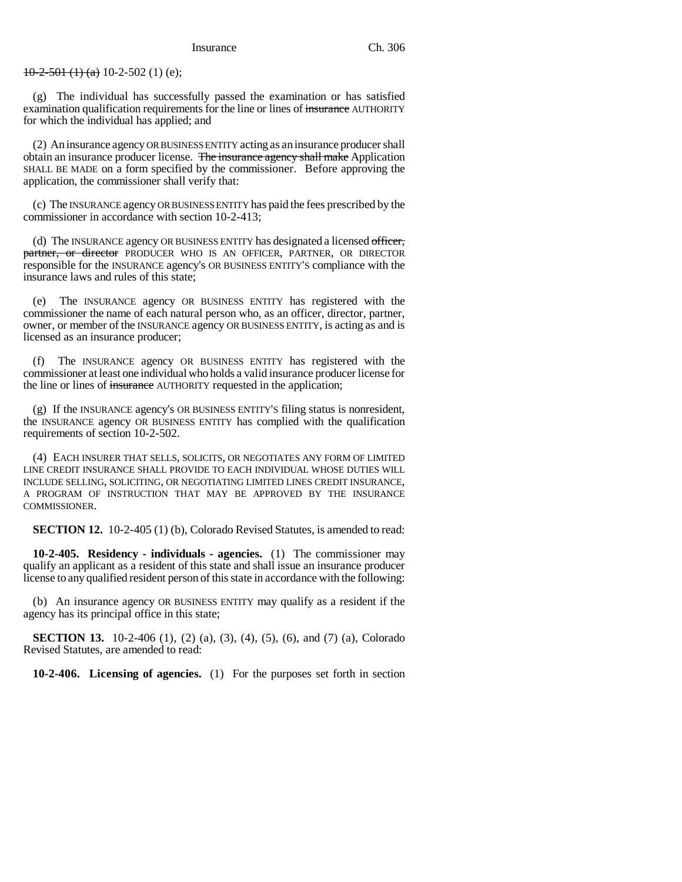~~10-2-501 (1) (a)~~ 10-2-502 (1) (e);

(g) The individual has successfully passed the examination or has satisfied examination qualification requirements for the line or lines of ~~insurance~~ AUTHORITY for which the individual has applied; and

(2) An insurance agency OR BUSINESS ENTITY acting as an insurance producer shall obtain an insurance producer license. ~~The insurance agency shall make~~ Application SHALL BE MADE on a form specified by the commissioner. Before approving the application, the commissioner shall verify that:

(c) The INSURANCE agency OR BUSINESS ENTITY has paid the fees prescribed by the commissioner in accordance with section 10-2-413;

(d) The INSURANCE agency OR BUSINESS ENTITY has designated a licensed ~~officer, partner, or director~~ PRODUCER WHO IS AN OFFICER, PARTNER, OR DIRECTOR responsible for the INSURANCE agency's OR BUSINESS ENTITY'S compliance with the insurance laws and rules of this state;

(e) The INSURANCE agency OR BUSINESS ENTITY has registered with the commissioner the name of each natural person who, as an officer, director, partner, owner, or member of the INSURANCE agency OR BUSINESS ENTITY, is acting as and is licensed as an insurance producer;

(f) The INSURANCE agency OR BUSINESS ENTITY has registered with the commissioner at least one individual who holds a valid insurance producer license for the line or lines of ~~insurance~~ AUTHORITY requested in the application;

(g) If the INSURANCE agency's OR BUSINESS ENTITY'S filing status is nonresident, the INSURANCE agency OR BUSINESS ENTITY has complied with the qualification requirements of section 10-2-502.

(4) EACH INSURER THAT SELLS, SOLICITS, OR NEGOTIATES ANY FORM OF LIMITED LINE CREDIT INSURANCE SHALL PROVIDE TO EACH INDIVIDUAL WHOSE DUTIES WILL INCLUDE SELLING, SOLICITING, OR NEGOTIATING LIMITED LINES CREDIT INSURANCE, A PROGRAM OF INSTRUCTION THAT MAY BE APPROVED BY THE INSURANCE COMMISSIONER.

**SECTION 12.** 10-2-405 (1) (b), Colorado Revised Statutes, is amended to read:

**10-2-405. Residency - individuals - agencies.** (1) The commissioner may qualify an applicant as a resident of this state and shall issue an insurance producer license to any qualified resident person of this state in accordance with the following:

(b) An insurance agency OR BUSINESS ENTITY may qualify as a resident if the agency has its principal office in this state;

**SECTION 13.** 10-2-406 (1), (2) (a), (3), (4), (5), (6), and (7) (a), Colorado Revised Statutes, are amended to read:

**10-2-406. Licensing of agencies.** (1) For the purposes set forth in section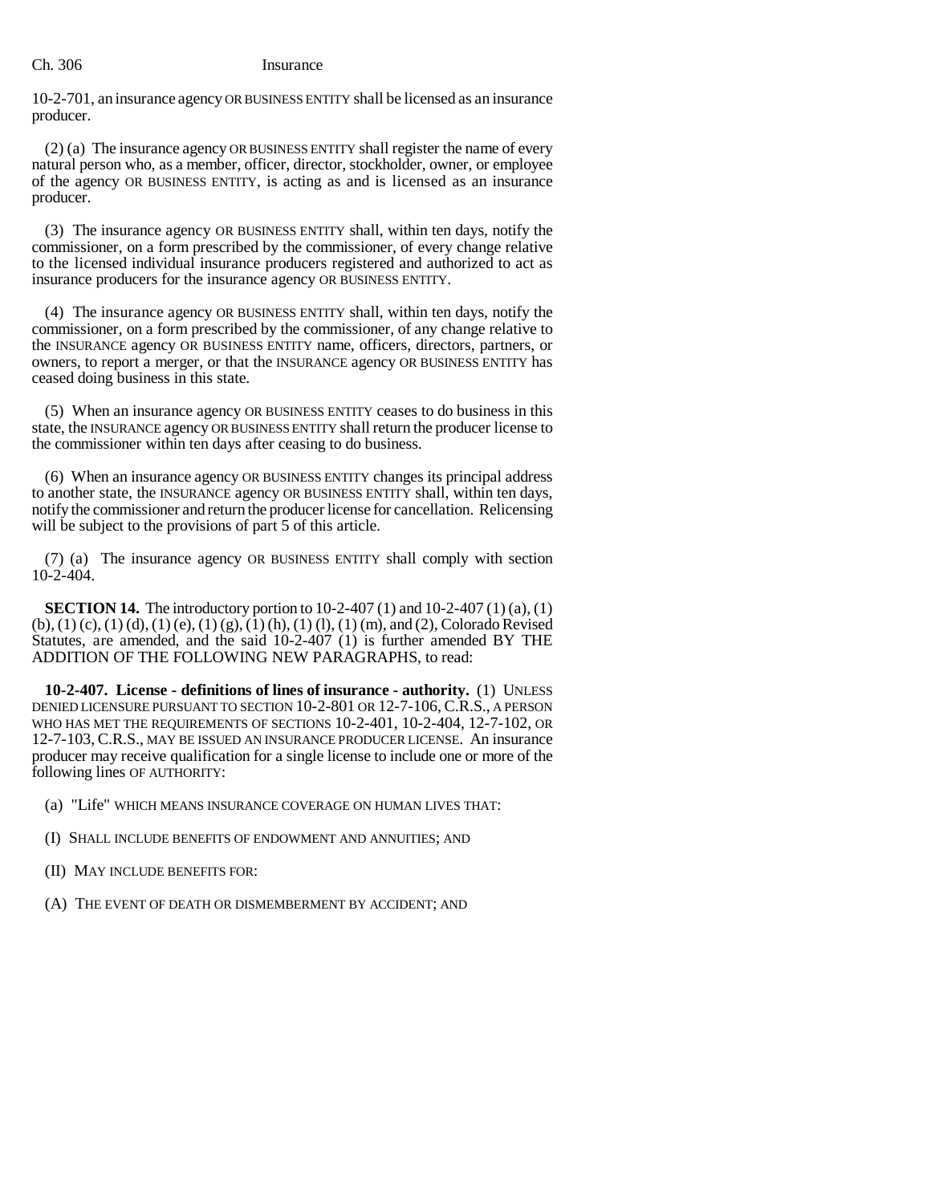10-2-701, an insurance agency OR BUSINESS ENTITY shall be licensed as an insurance producer.

(2) (a) The insurance agency OR BUSINESS ENTITY shall register the name of every natural person who, as a member, officer, director, stockholder, owner, or employee of the agency OR BUSINESS ENTITY, is acting as and is licensed as an insurance producer.

(3) The insurance agency OR BUSINESS ENTITY shall, within ten days, notify the commissioner, on a form prescribed by the commissioner, of every change relative to the licensed individual insurance producers registered and authorized to act as insurance producers for the insurance agency OR BUSINESS ENTITY.

(4) The insurance agency OR BUSINESS ENTITY shall, within ten days, notify the commissioner, on a form prescribed by the commissioner, of any change relative to the INSURANCE agency OR BUSINESS ENTITY name, officers, directors, partners, or owners, to report a merger, or that the INSURANCE agency OR BUSINESS ENTITY has ceased doing business in this state.

(5) When an insurance agency OR BUSINESS ENTITY ceases to do business in this state, the INSURANCE agency OR BUSINESS ENTITY shall return the producer license to the commissioner within ten days after ceasing to do business.

(6) When an insurance agency OR BUSINESS ENTITY changes its principal address to another state, the INSURANCE agency OR BUSINESS ENTITY shall, within ten days, notify the commissioner and return the producer license for cancellation. Relicensing will be subject to the provisions of part 5 of this article.

(7) (a) The insurance agency OR BUSINESS ENTITY shall comply with section 10-2-404.

**SECTION 14.** The introductory portion to 10-2-407 (1) and 10-2-407 (1) (a), (1) (b), (1) (c), (1) (d), (1) (e), (1) (g), (1) (h), (1) (l), (1) (m), and (2), Colorado Revised Statutes, are amended, and the said 10-2-407 (1) is further amended BY THE ADDITION OF THE FOLLOWING NEW PARAGRAPHS, to read:

**10-2-407. License - definitions of lines of insurance - authority.** (1) UNLESS DENIED LICENSURE PURSUANT TO SECTION 10-2-801 OR 12-7-106, C.R.S., A PERSON WHO HAS MET THE REQUIREMENTS OF SECTIONS 10-2-401, 10-2-404, 12-7-102, OR 12-7-103, C.R.S., MAY BE ISSUED AN INSURANCE PRODUCER LICENSE. An insurance producer may receive qualification for a single license to include one or more of the following lines OF AUTHORITY:

(a) "Life" WHICH MEANS INSURANCE COVERAGE ON HUMAN LIVES THAT:

(I) SHALL INCLUDE BENEFITS OF ENDOWMENT AND ANNUITIES; AND

(II) MAY INCLUDE BENEFITS FOR:

(A) THE EVENT OF DEATH OR DISMEMBERMENT BY ACCIDENT; AND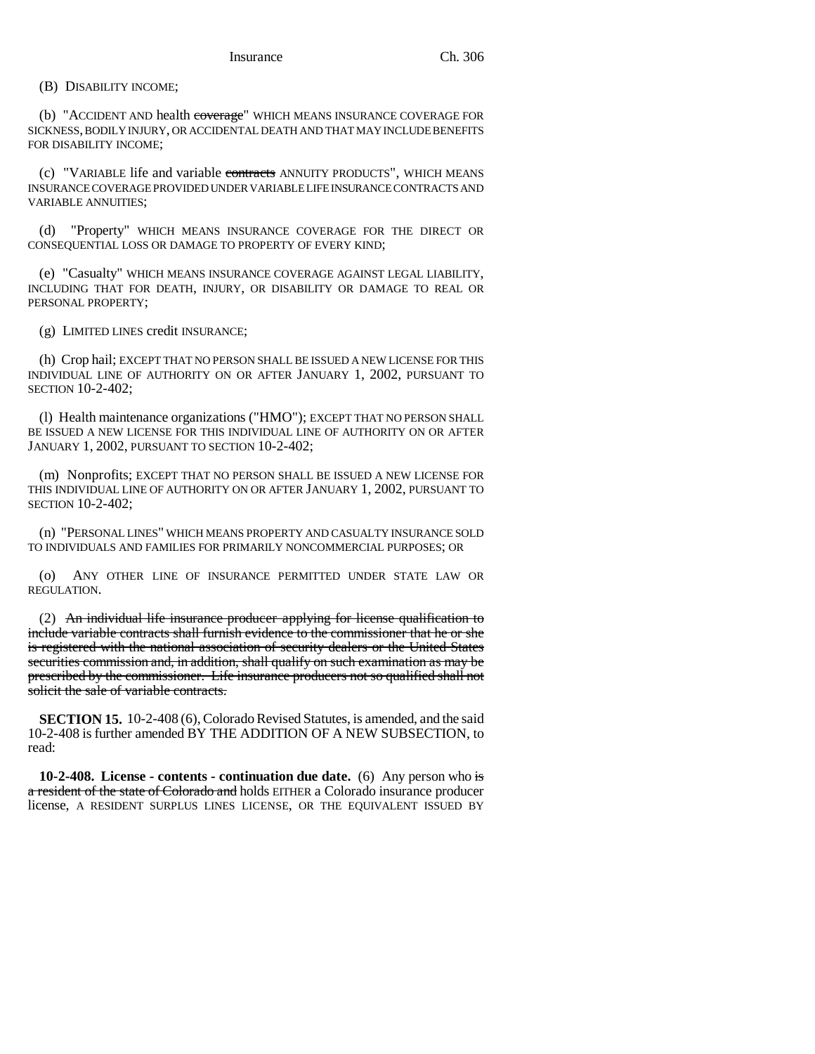(B) DISABILITY INCOME;

(b) "ACCIDENT AND health ~~coverage~~" WHICH MEANS INSURANCE COVERAGE FOR SICKNESS, BODILY INJURY, OR ACCIDENTAL DEATH AND THAT MAY INCLUDE BENEFITS FOR DISABILITY INCOME;

(c) "VARIABLE life and variable ~~contracts~~ ANNUITY PRODUCTS", WHICH MEANS INSURANCE COVERAGE PROVIDED UNDER VARIABLE LIFE INSURANCE CONTRACTS AND VARIABLE ANNUITIES;

(d) "Property" WHICH MEANS INSURANCE COVERAGE FOR THE DIRECT OR CONSEQUENTIAL LOSS OR DAMAGE TO PROPERTY OF EVERY KIND;

(e) "Casualty" WHICH MEANS INSURANCE COVERAGE AGAINST LEGAL LIABILITY, INCLUDING THAT FOR DEATH, INJURY, OR DISABILITY OR DAMAGE TO REAL OR PERSONAL PROPERTY;

(g) LIMITED LINES credit INSURANCE;

(h) Crop hail; EXCEPT THAT NO PERSON SHALL BE ISSUED A NEW LICENSE FOR THIS INDIVIDUAL LINE OF AUTHORITY ON OR AFTER JANUARY 1, 2002, PURSUANT TO SECTION 10-2-402;

(l) Health maintenance organizations ("HMO"); EXCEPT THAT NO PERSON SHALL BE ISSUED A NEW LICENSE FOR THIS INDIVIDUAL LINE OF AUTHORITY ON OR AFTER JANUARY 1, 2002, PURSUANT TO SECTION 10-2-402;

(m) Nonprofits; EXCEPT THAT NO PERSON SHALL BE ISSUED A NEW LICENSE FOR THIS INDIVIDUAL LINE OF AUTHORITY ON OR AFTER JANUARY 1, 2002, PURSUANT TO SECTION 10-2-402;

(n) "PERSONAL LINES" WHICH MEANS PROPERTY AND CASUALTY INSURANCE SOLD TO INDIVIDUALS AND FAMILIES FOR PRIMARILY NONCOMMERCIAL PURPOSES; OR

(o) ANY OTHER LINE OF INSURANCE PERMITTED UNDER STATE LAW OR REGULATION.

(2) ~~An individual life insurance producer applying for license qualification to include variable contracts shall furnish evidence to the commissioner that he or she is registered with the national association of security dealers or the United States securities commission and, in addition, shall qualify on such examination as may be prescribed by the commissioner. Life insurance producers not so qualified shall not solicit the sale of variable contracts.~~

**SECTION 15.** 10-2-408 (6), Colorado Revised Statutes, is amended, and the said 10-2-408 is further amended BY THE ADDITION OF A NEW SUBSECTION, to read:

**10-2-408. License - contents - continuation due date.** (6) Any person who ~~is a resident of the state of Colorado and~~ holds EITHER a Colorado insurance producer license, A RESIDENT SURPLUS LINES LICENSE, OR THE EQUIVALENT ISSUED BY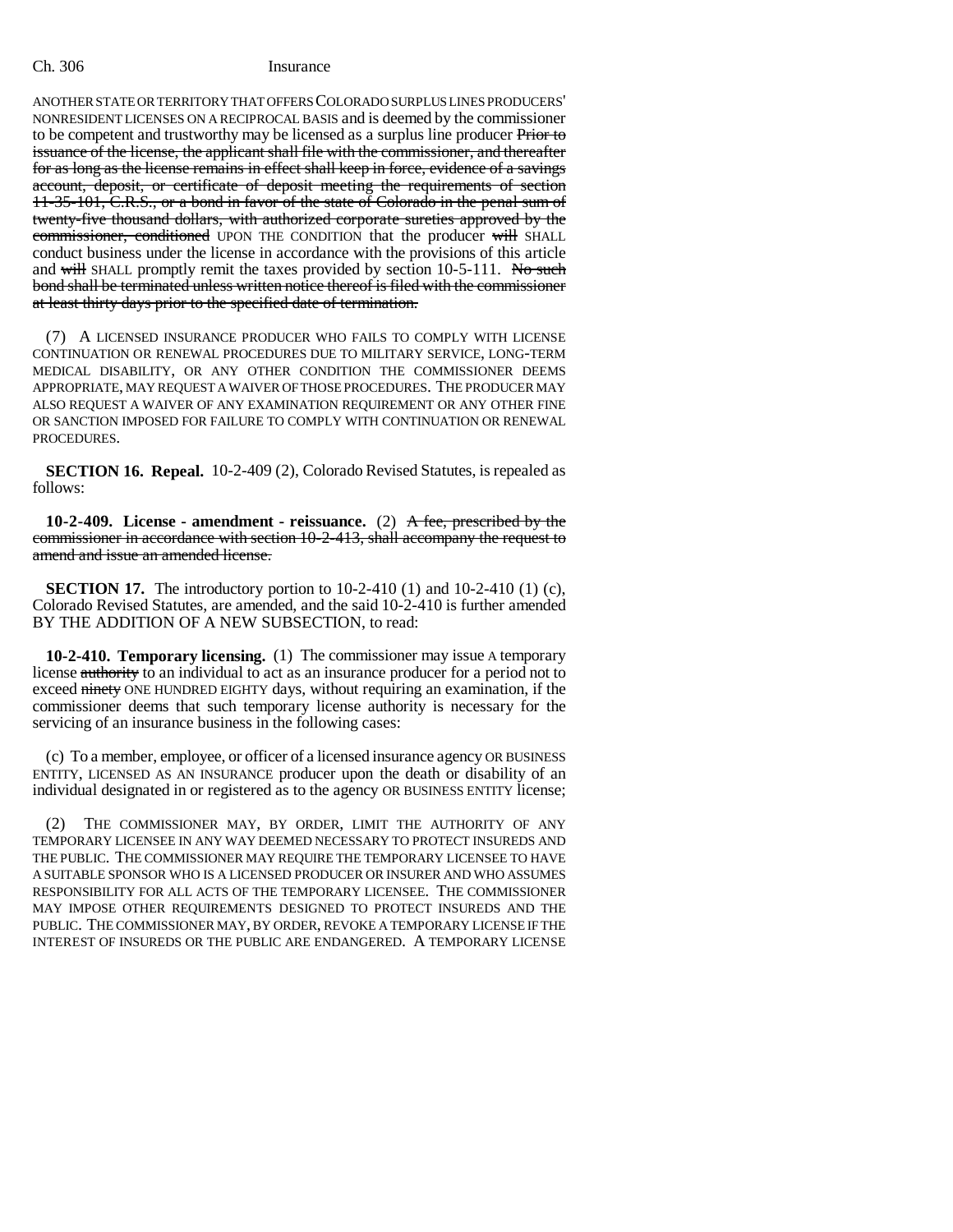ANOTHER STATE OR TERRITORY THAT OFFERS COLORADO SURPLUS LINES PRODUCERS' NONRESIDENT LICENSES ON A RECIPROCAL BASIS and is deemed by the commissioner to be competent and trustworthy may be licensed as a surplus line producer ~~Prior to issuance of the license, the applicant shall file with the commissioner, and thereafter for as long as the license remains in effect shall keep in force, evidence of a savings account, deposit, or certificate of deposit meeting the requirements of section 11-35-101, C.R.S., or a bond in favor of the state of Colorado in the penal sum of twenty-five thousand dollars, with authorized corporate sureties approved by the commissioner, conditioned~~ UPON THE CONDITION that the producer ~~will~~ SHALL conduct business under the license in accordance with the provisions of this article and ~~will~~ SHALL promptly remit the taxes provided by section 10-5-111. ~~No such bond shall be terminated unless written notice thereof is filed with the commissioner at least thirty days prior to the specified date of termination.~~

(7) A LICENSED INSURANCE PRODUCER WHO FAILS TO COMPLY WITH LICENSE CONTINUATION OR RENEWAL PROCEDURES DUE TO MILITARY SERVICE, LONG-TERM MEDICAL DISABILITY, OR ANY OTHER CONDITION THE COMMISSIONER DEEMS APPROPRIATE, MAY REQUEST A WAIVER OF THOSE PROCEDURES. THE PRODUCER MAY ALSO REQUEST A WAIVER OF ANY EXAMINATION REQUIREMENT OR ANY OTHER FINE OR SANCTION IMPOSED FOR FAILURE TO COMPLY WITH CONTINUATION OR RENEWAL PROCEDURES.

**SECTION 16. Repeal.** 10-2-409 (2), Colorado Revised Statutes, is repealed as follows:

**10-2-409. License - amendment - reissuance.** (2) ~~A fee, prescribed by the commissioner in accordance with section 10-2-413, shall accompany the request to amend and issue an amended license.~~

**SECTION 17.** The introductory portion to 10-2-410 (1) and 10-2-410 (1) (c), Colorado Revised Statutes, are amended, and the said 10-2-410 is further amended BY THE ADDITION OF A NEW SUBSECTION, to read:

**10-2-410. Temporary licensing.** (1) The commissioner may issue A temporary license ~~authority~~ to an individual to act as an insurance producer for a period not to exceed ~~ninety~~ ONE HUNDRED EIGHTY days, without requiring an examination, if the commissioner deems that such temporary license authority is necessary for the servicing of an insurance business in the following cases:

(c) To a member, employee, or officer of a licensed insurance agency OR BUSINESS ENTITY, LICENSED AS AN INSURANCE producer upon the death or disability of an individual designated in or registered as to the agency OR BUSINESS ENTITY license;

(2) THE COMMISSIONER MAY, BY ORDER, LIMIT THE AUTHORITY OF ANY TEMPORARY LICENSEE IN ANY WAY DEEMED NECESSARY TO PROTECT INSUREDS AND THE PUBLIC. THE COMMISSIONER MAY REQUIRE THE TEMPORARY LICENSEE TO HAVE A SUITABLE SPONSOR WHO IS A LICENSED PRODUCER OR INSURER AND WHO ASSUMES RESPONSIBILITY FOR ALL ACTS OF THE TEMPORARY LICENSEE. THE COMMISSIONER MAY IMPOSE OTHER REQUIREMENTS DESIGNED TO PROTECT INSUREDS AND THE PUBLIC. THE COMMISSIONER MAY, BY ORDER, REVOKE A TEMPORARY LICENSE IF THE INTEREST OF INSUREDS OR THE PUBLIC ARE ENDANGERED. A TEMPORARY LICENSE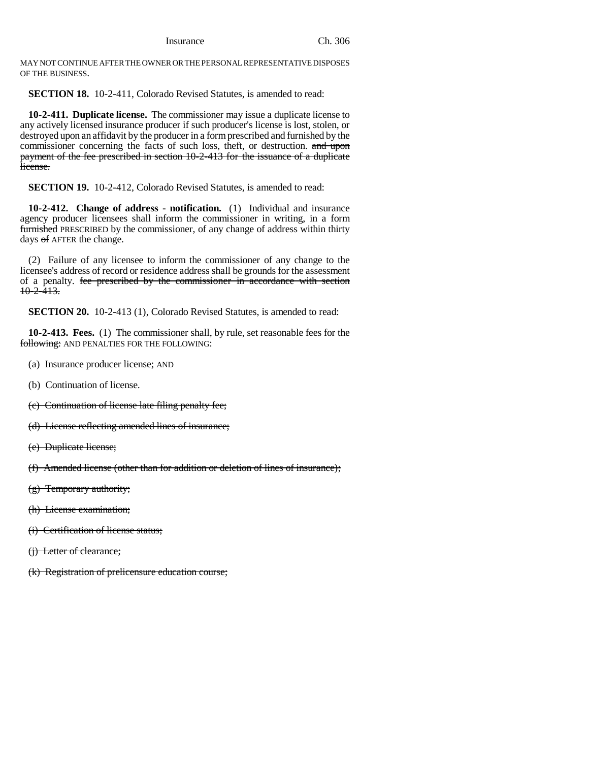MAY NOT CONTINUE AFTER THE OWNER OR THE PERSONAL REPRESENTATIVE DISPOSES OF THE BUSINESS.

**SECTION 18.** 10-2-411, Colorado Revised Statutes, is amended to read:

**10-2-411. Duplicate license.** The commissioner may issue a duplicate license to any actively licensed insurance producer if such producer's license is lost, stolen, or destroyed upon an affidavit by the producer in a form prescribed and furnished by the commissioner concerning the facts of such loss, theft, or destruction. ~~and upon payment of the fee prescribed in section 10-2-413 for the issuance of a duplicate license.~~

**SECTION 19.** 10-2-412, Colorado Revised Statutes, is amended to read:

**10-2-412. Change of address - notification.** (1) Individual and insurance agency producer licensees shall inform the commissioner in writing, in a form ~~furnished~~ PRESCRIBED by the commissioner, of any change of address within thirty days ~~of~~ AFTER the change.

(2) Failure of any licensee to inform the commissioner of any change to the licensee's address of record or residence address shall be grounds for the assessment of a penalty. ~~fee prescribed by the commissioner in accordance with section 10-2-413.~~

**SECTION 20.** 10-2-413 (1), Colorado Revised Statutes, is amended to read:

**10-2-413. Fees.** (1) The commissioner shall, by rule, set reasonable fees ~~for the following:~~ AND PENALTIES FOR THE FOLLOWING:

(a) Insurance producer license; AND

(b) Continuation of license.

~~(c) Continuation of license late filing penalty fee;~~

~~(d) License reflecting amended lines of insurance;~~

~~(e) Duplicate license;~~

~~(f) Amended license (other than for addition or deletion of lines of insurance);~~

~~(g) Temporary authority;~~

~~(h) License examination;~~

~~(i) Certification of license status;~~

~~(j) Letter of clearance;~~

~~(k) Registration of prelicensure education course;~~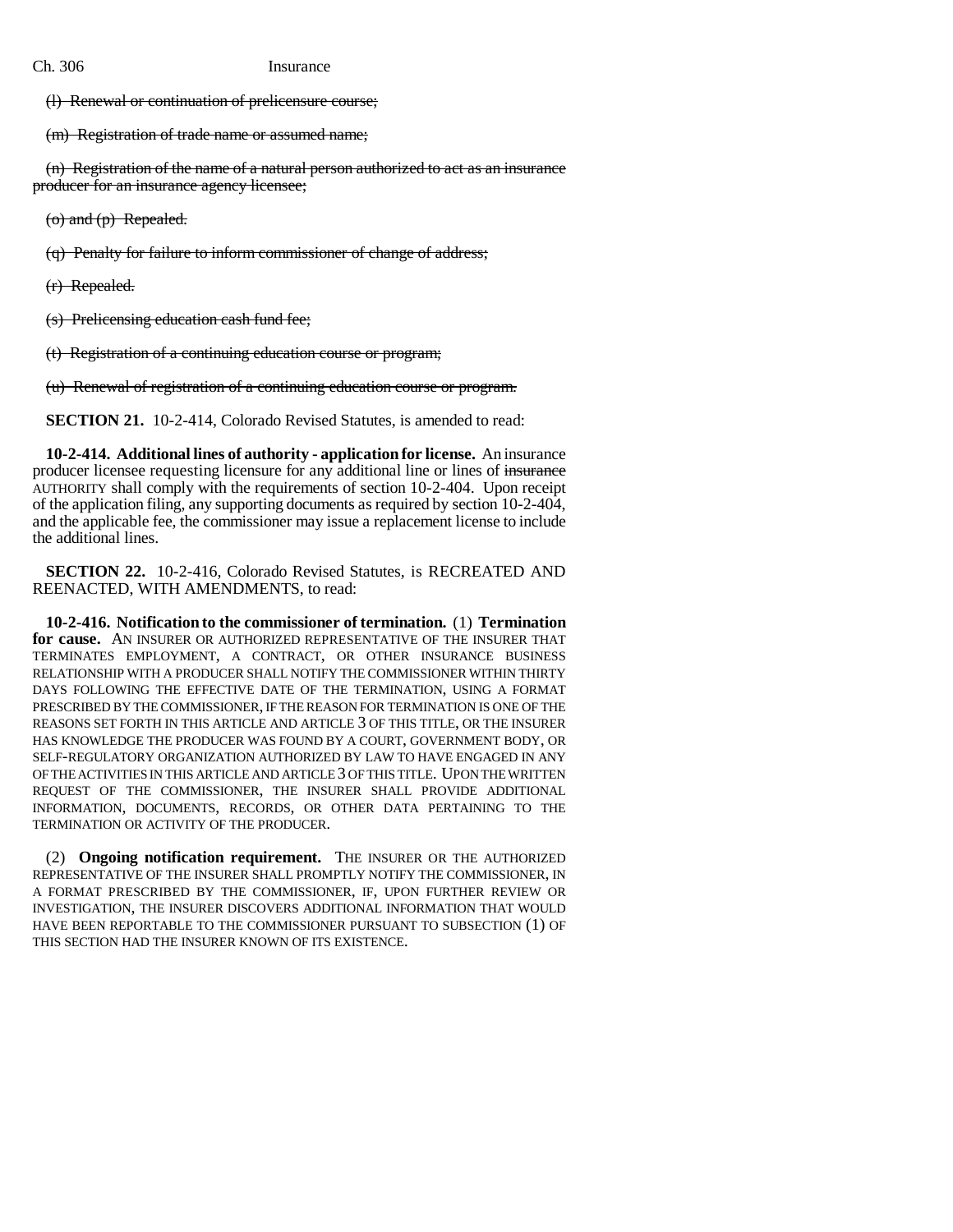~~(l) Renewal or continuation of prelicensure course;~~

~~(m) Registration of trade name or assumed name;~~

~~(n) Registration of the name of a natural person authorized to act as an insurance producer for an insurance agency licensee;~~

~~(o) and (p) Repealed.~~

~~(q) Penalty for failure to inform commissioner of change of address;~~

~~(r) Repealed.~~

~~(s) Prelicensing education cash fund fee;~~

~~(t) Registration of a continuing education course or program;~~

~~(u) Renewal of registration of a continuing education course or program.~~

**SECTION 21.** 10-2-414, Colorado Revised Statutes, is amended to read:

**10-2-414. Additional lines of authority - application for license.** An insurance producer licensee requesting licensure for any additional line or lines of ~~insurance~~ AUTHORITY shall comply with the requirements of section 10-2-404. Upon receipt of the application filing, any supporting documents as required by section 10-2-404, and the applicable fee, the commissioner may issue a replacement license to include the additional lines.

**SECTION 22.** 10-2-416, Colorado Revised Statutes, is RECREATED AND REENACTED, WITH AMENDMENTS, to read:

**10-2-416. Notification to the commissioner of termination.** (1) **Termination for cause.** AN INSURER OR AUTHORIZED REPRESENTATIVE OF THE INSURER THAT TERMINATES EMPLOYMENT, A CONTRACT, OR OTHER INSURANCE BUSINESS RELATIONSHIP WITH A PRODUCER SHALL NOTIFY THE COMMISSIONER WITHIN THIRTY DAYS FOLLOWING THE EFFECTIVE DATE OF THE TERMINATION, USING A FORMAT PRESCRIBED BY THE COMMISSIONER, IF THE REASON FOR TERMINATION IS ONE OF THE REASONS SET FORTH IN THIS ARTICLE AND ARTICLE 3 OF THIS TITLE, OR THE INSURER HAS KNOWLEDGE THE PRODUCER WAS FOUND BY A COURT, GOVERNMENT BODY, OR SELF-REGULATORY ORGANIZATION AUTHORIZED BY LAW TO HAVE ENGAGED IN ANY OF THE ACTIVITIES IN THIS ARTICLE AND ARTICLE 3 OF THIS TITLE. UPON THE WRITTEN REQUEST OF THE COMMISSIONER, THE INSURER SHALL PROVIDE ADDITIONAL INFORMATION, DOCUMENTS, RECORDS, OR OTHER DATA PERTAINING TO THE TERMINATION OR ACTIVITY OF THE PRODUCER.

(2) **Ongoing notification requirement.** THE INSURER OR THE AUTHORIZED REPRESENTATIVE OF THE INSURER SHALL PROMPTLY NOTIFY THE COMMISSIONER, IN A FORMAT PRESCRIBED BY THE COMMISSIONER, IF, UPON FURTHER REVIEW OR INVESTIGATION, THE INSURER DISCOVERS ADDITIONAL INFORMATION THAT WOULD HAVE BEEN REPORTABLE TO THE COMMISSIONER PURSUANT TO SUBSECTION (1) OF THIS SECTION HAD THE INSURER KNOWN OF ITS EXISTENCE.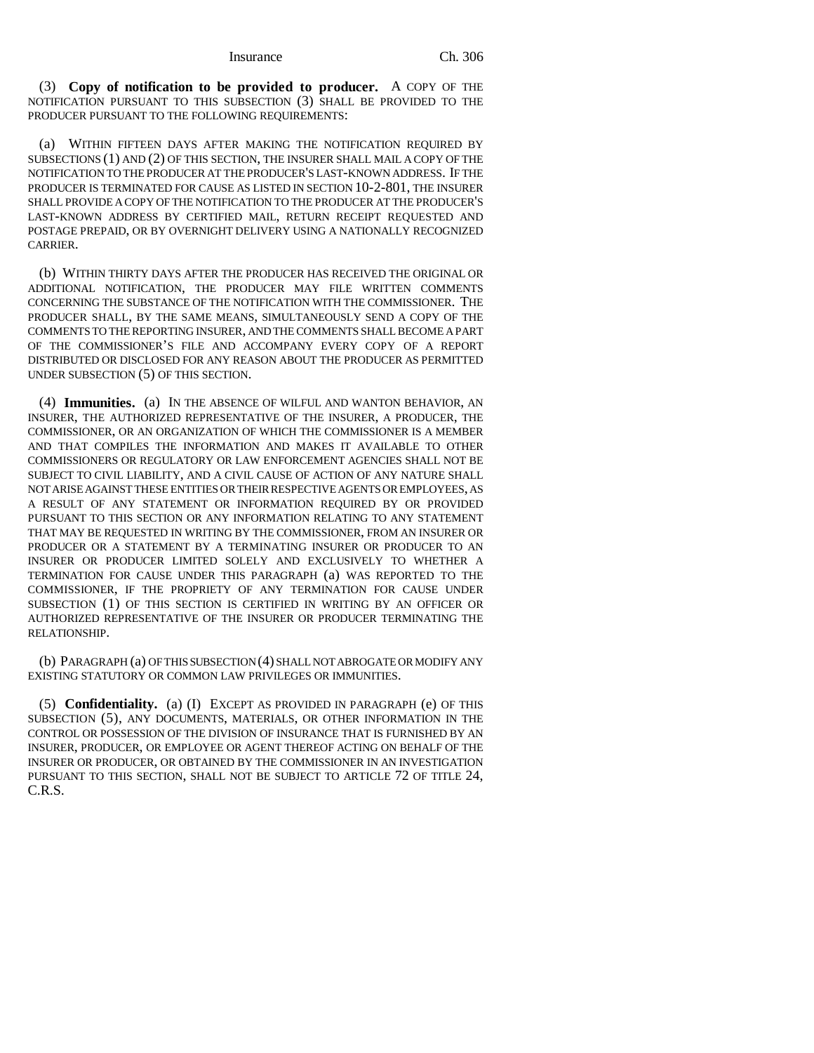(3) **Copy of notification to be provided to producer.** A COPY OF THE NOTIFICATION PURSUANT TO THIS SUBSECTION (3) SHALL BE PROVIDED TO THE PRODUCER PURSUANT TO THE FOLLOWING REQUIREMENTS:

(a) WITHIN FIFTEEN DAYS AFTER MAKING THE NOTIFICATION REQUIRED BY SUBSECTIONS (1) AND (2) OF THIS SECTION, THE INSURER SHALL MAIL A COPY OF THE NOTIFICATION TO THE PRODUCER AT THE PRODUCER'S LAST-KNOWN ADDRESS. IF THE PRODUCER IS TERMINATED FOR CAUSE AS LISTED IN SECTION 10-2-801, THE INSURER SHALL PROVIDE A COPY OF THE NOTIFICATION TO THE PRODUCER AT THE PRODUCER'S LAST-KNOWN ADDRESS BY CERTIFIED MAIL, RETURN RECEIPT REQUESTED AND POSTAGE PREPAID, OR BY OVERNIGHT DELIVERY USING A NATIONALLY RECOGNIZED CARRIER.

(b) WITHIN THIRTY DAYS AFTER THE PRODUCER HAS RECEIVED THE ORIGINAL OR ADDITIONAL NOTIFICATION, THE PRODUCER MAY FILE WRITTEN COMMENTS CONCERNING THE SUBSTANCE OF THE NOTIFICATION WITH THE COMMISSIONER. THE PRODUCER SHALL, BY THE SAME MEANS, SIMULTANEOUSLY SEND A COPY OF THE COMMENTS TO THE REPORTING INSURER, AND THE COMMENTS SHALL BECOME A PART OF THE COMMISSIONER'S FILE AND ACCOMPANY EVERY COPY OF A REPORT DISTRIBUTED OR DISCLOSED FOR ANY REASON ABOUT THE PRODUCER AS PERMITTED UNDER SUBSECTION (5) OF THIS SECTION.

(4) **Immunities.** (a) IN THE ABSENCE OF WILFUL AND WANTON BEHAVIOR, AN INSURER, THE AUTHORIZED REPRESENTATIVE OF THE INSURER, A PRODUCER, THE COMMISSIONER, OR AN ORGANIZATION OF WHICH THE COMMISSIONER IS A MEMBER AND THAT COMPILES THE INFORMATION AND MAKES IT AVAILABLE TO OTHER COMMISSIONERS OR REGULATORY OR LAW ENFORCEMENT AGENCIES SHALL NOT BE SUBJECT TO CIVIL LIABILITY, AND A CIVIL CAUSE OF ACTION OF ANY NATURE SHALL NOT ARISE AGAINST THESE ENTITIES OR THEIR RESPECTIVE AGENTS OR EMPLOYEES, AS A RESULT OF ANY STATEMENT OR INFORMATION REQUIRED BY OR PROVIDED PURSUANT TO THIS SECTION OR ANY INFORMATION RELATING TO ANY STATEMENT THAT MAY BE REQUESTED IN WRITING BY THE COMMISSIONER, FROM AN INSURER OR PRODUCER OR A STATEMENT BY A TERMINATING INSURER OR PRODUCER TO AN INSURER OR PRODUCER LIMITED SOLELY AND EXCLUSIVELY TO WHETHER A TERMINATION FOR CAUSE UNDER THIS PARAGRAPH (a) WAS REPORTED TO THE COMMISSIONER, IF THE PROPRIETY OF ANY TERMINATION FOR CAUSE UNDER SUBSECTION (1) OF THIS SECTION IS CERTIFIED IN WRITING BY AN OFFICER OR AUTHORIZED REPRESENTATIVE OF THE INSURER OR PRODUCER TERMINATING THE RELATIONSHIP.

(b) PARAGRAPH (a) OF THIS SUBSECTION (4) SHALL NOT ABROGATE OR MODIFY ANY EXISTING STATUTORY OR COMMON LAW PRIVILEGES OR IMMUNITIES.

(5) **Confidentiality.** (a) (I) EXCEPT AS PROVIDED IN PARAGRAPH (e) OF THIS SUBSECTION (5), ANY DOCUMENTS, MATERIALS, OR OTHER INFORMATION IN THE CONTROL OR POSSESSION OF THE DIVISION OF INSURANCE THAT IS FURNISHED BY AN INSURER, PRODUCER, OR EMPLOYEE OR AGENT THEREOF ACTING ON BEHALF OF THE INSURER OR PRODUCER, OR OBTAINED BY THE COMMISSIONER IN AN INVESTIGATION PURSUANT TO THIS SECTION, SHALL NOT BE SUBJECT TO ARTICLE 72 OF TITLE 24, C.R.S.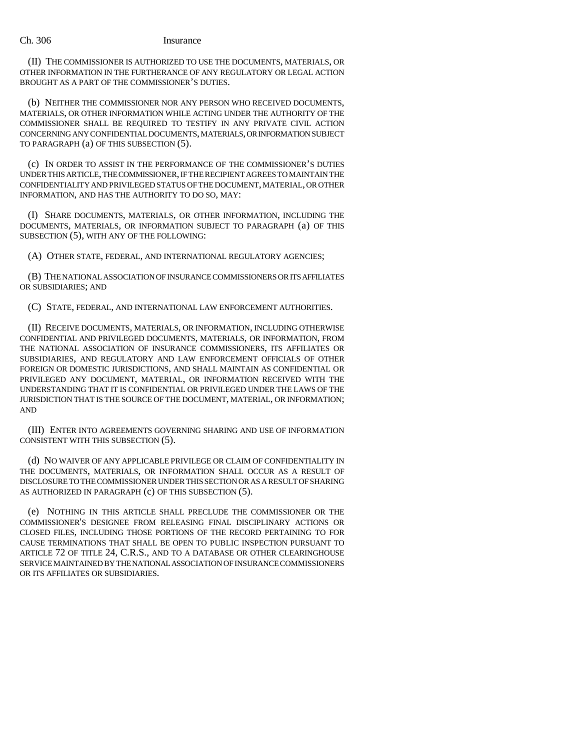(II) THE COMMISSIONER IS AUTHORIZED TO USE THE DOCUMENTS, MATERIALS, OR OTHER INFORMATION IN THE FURTHERANCE OF ANY REGULATORY OR LEGAL ACTION BROUGHT AS A PART OF THE COMMISSIONER'S DUTIES.

(b) NEITHER THE COMMISSIONER NOR ANY PERSON WHO RECEIVED DOCUMENTS, MATERIALS, OR OTHER INFORMATION WHILE ACTING UNDER THE AUTHORITY OF THE COMMISSIONER SHALL BE REQUIRED TO TESTIFY IN ANY PRIVATE CIVIL ACTION CONCERNING ANY CONFIDENTIAL DOCUMENTS, MATERIALS, OR INFORMATION SUBJECT TO PARAGRAPH (a) OF THIS SUBSECTION (5).

(c) IN ORDER TO ASSIST IN THE PERFORMANCE OF THE COMMISSIONER'S DUTIES UNDER THIS ARTICLE, THE COMMISSIONER, IF THE RECIPIENT AGREES TO MAINTAIN THE CONFIDENTIALITY AND PRIVILEGED STATUS OF THE DOCUMENT, MATERIAL, OR OTHER INFORMATION, AND HAS THE AUTHORITY TO DO SO, MAY:

(I) SHARE DOCUMENTS, MATERIALS, OR OTHER INFORMATION, INCLUDING THE DOCUMENTS, MATERIALS, OR INFORMATION SUBJECT TO PARAGRAPH (a) OF THIS SUBSECTION (5), WITH ANY OF THE FOLLOWING:

(A) OTHER STATE, FEDERAL, AND INTERNATIONAL REGULATORY AGENCIES;

(B) THE NATIONAL ASSOCIATION OF INSURANCE COMMISSIONERS OR ITS AFFILIATES OR SUBSIDIARIES; AND

(C) STATE, FEDERAL, AND INTERNATIONAL LAW ENFORCEMENT AUTHORITIES.

(II) RECEIVE DOCUMENTS, MATERIALS, OR INFORMATION, INCLUDING OTHERWISE CONFIDENTIAL AND PRIVILEGED DOCUMENTS, MATERIALS, OR INFORMATION, FROM THE NATIONAL ASSOCIATION OF INSURANCE COMMISSIONERS, ITS AFFILIATES OR SUBSIDIARIES, AND REGULATORY AND LAW ENFORCEMENT OFFICIALS OF OTHER FOREIGN OR DOMESTIC JURISDICTIONS, AND SHALL MAINTAIN AS CONFIDENTIAL OR PRIVILEGED ANY DOCUMENT, MATERIAL, OR INFORMATION RECEIVED WITH THE UNDERSTANDING THAT IT IS CONFIDENTIAL OR PRIVILEGED UNDER THE LAWS OF THE JURISDICTION THAT IS THE SOURCE OF THE DOCUMENT, MATERIAL, OR INFORMATION; AND

(III) ENTER INTO AGREEMENTS GOVERNING SHARING AND USE OF INFORMATION CONSISTENT WITH THIS SUBSECTION (5).

(d) NO WAIVER OF ANY APPLICABLE PRIVILEGE OR CLAIM OF CONFIDENTIALITY IN THE DOCUMENTS, MATERIALS, OR INFORMATION SHALL OCCUR AS A RESULT OF DISCLOSURE TO THE COMMISSIONER UNDER THIS SECTION OR AS A RESULT OF SHARING AS AUTHORIZED IN PARAGRAPH (c) OF THIS SUBSECTION (5).

(e) NOTHING IN THIS ARTICLE SHALL PRECLUDE THE COMMISSIONER OR THE COMMISSIONER'S DESIGNEE FROM RELEASING FINAL DISCIPLINARY ACTIONS OR CLOSED FILES, INCLUDING THOSE PORTIONS OF THE RECORD PERTAINING TO FOR CAUSE TERMINATIONS THAT SHALL BE OPEN TO PUBLIC INSPECTION PURSUANT TO ARTICLE 72 OF TITLE 24, C.R.S., AND TO A DATABASE OR OTHER CLEARINGHOUSE SERVICE MAINTAINED BY THE NATIONAL ASSOCIATION OF INSURANCE COMMISSIONERS OR ITS AFFILIATES OR SUBSIDIARIES.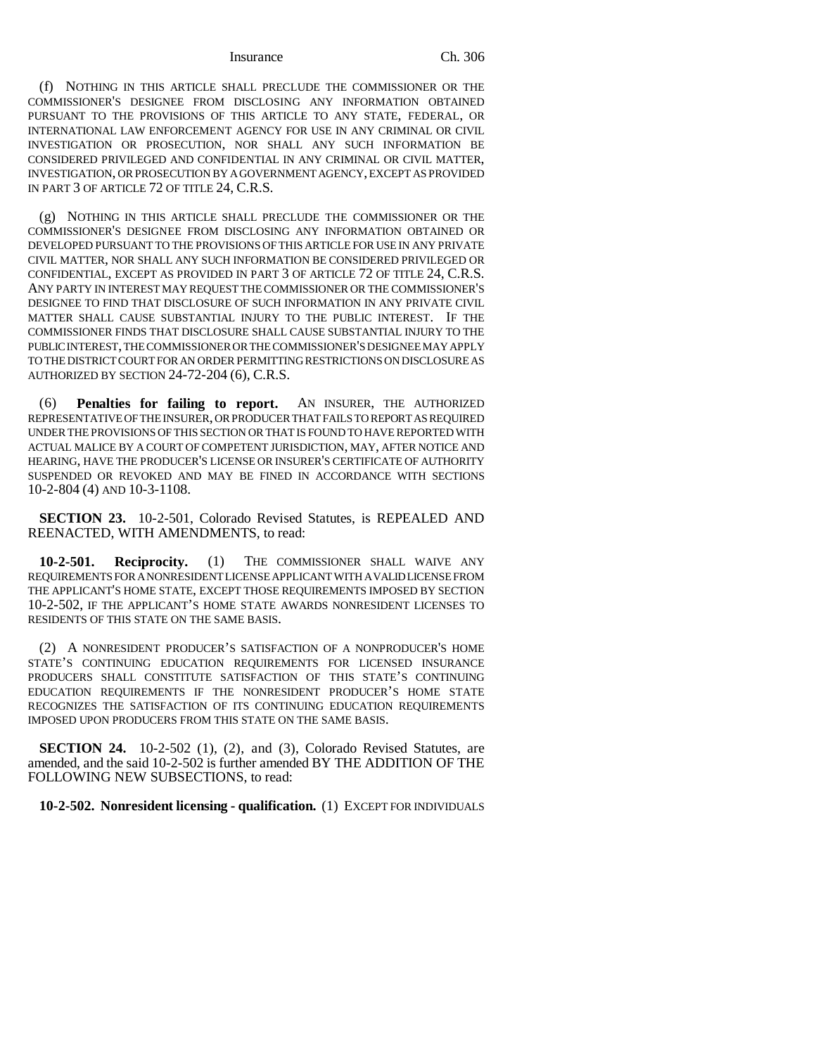(f) NOTHING IN THIS ARTICLE SHALL PRECLUDE THE COMMISSIONER OR THE COMMISSIONER'S DESIGNEE FROM DISCLOSING ANY INFORMATION OBTAINED PURSUANT TO THE PROVISIONS OF THIS ARTICLE TO ANY STATE, FEDERAL, OR INTERNATIONAL LAW ENFORCEMENT AGENCY FOR USE IN ANY CRIMINAL OR CIVIL INVESTIGATION OR PROSECUTION, NOR SHALL ANY SUCH INFORMATION BE CONSIDERED PRIVILEGED AND CONFIDENTIAL IN ANY CRIMINAL OR CIVIL MATTER, INVESTIGATION, OR PROSECUTION BY A GOVERNMENT AGENCY, EXCEPT AS PROVIDED IN PART 3 OF ARTICLE 72 OF TITLE 24, C.R.S.

(g) NOTHING IN THIS ARTICLE SHALL PRECLUDE THE COMMISSIONER OR THE COMMISSIONER'S DESIGNEE FROM DISCLOSING ANY INFORMATION OBTAINED OR DEVELOPED PURSUANT TO THE PROVISIONS OF THIS ARTICLE FOR USE IN ANY PRIVATE CIVIL MATTER, NOR SHALL ANY SUCH INFORMATION BE CONSIDERED PRIVILEGED OR CONFIDENTIAL, EXCEPT AS PROVIDED IN PART 3 OF ARTICLE 72 OF TITLE 24, C.R.S. ANY PARTY IN INTEREST MAY REQUEST THE COMMISSIONER OR THE COMMISSIONER'S DESIGNEE TO FIND THAT DISCLOSURE OF SUCH INFORMATION IN ANY PRIVATE CIVIL MATTER SHALL CAUSE SUBSTANTIAL INJURY TO THE PUBLIC INTEREST. IF THE COMMISSIONER FINDS THAT DISCLOSURE SHALL CAUSE SUBSTANTIAL INJURY TO THE PUBLIC INTEREST, THE COMMISSIONER OR THE COMMISSIONER'S DESIGNEE MAY APPLY TO THE DISTRICT COURT FOR AN ORDER PERMITTING RESTRICTIONS ON DISCLOSURE AS AUTHORIZED BY SECTION 24-72-204 (6), C.R.S.

(6) **Penalties for failing to report.** AN INSURER, THE AUTHORIZED REPRESENTATIVE OF THE INSURER, OR PRODUCER THAT FAILS TO REPORT AS REQUIRED UNDER THE PROVISIONS OF THIS SECTION OR THAT IS FOUND TO HAVE REPORTED WITH ACTUAL MALICE BY A COURT OF COMPETENT JURISDICTION, MAY, AFTER NOTICE AND HEARING, HAVE THE PRODUCER'S LICENSE OR INSURER'S CERTIFICATE OF AUTHORITY SUSPENDED OR REVOKED AND MAY BE FINED IN ACCORDANCE WITH SECTIONS 10-2-804 (4) AND 10-3-1108.

**SECTION 23.** 10-2-501, Colorado Revised Statutes, is REPEALED AND REENACTED, WITH AMENDMENTS, to read:

**10-2-501. Reciprocity.** (1) THE COMMISSIONER SHALL WAIVE ANY REQUIREMENTS FOR A NONRESIDENT LICENSE APPLICANT WITH A VALID LICENSE FROM THE APPLICANT'S HOME STATE, EXCEPT THOSE REQUIREMENTS IMPOSED BY SECTION 10-2-502, IF THE APPLICANT'S HOME STATE AWARDS NONRESIDENT LICENSES TO RESIDENTS OF THIS STATE ON THE SAME BASIS.

(2) A NONRESIDENT PRODUCER'S SATISFACTION OF A NONPRODUCER'S HOME STATE'S CONTINUING EDUCATION REQUIREMENTS FOR LICENSED INSURANCE PRODUCERS SHALL CONSTITUTE SATISFACTION OF THIS STATE'S CONTINUING EDUCATION REQUIREMENTS IF THE NONRESIDENT PRODUCER'S HOME STATE RECOGNIZES THE SATISFACTION OF ITS CONTINUING EDUCATION REQUIREMENTS IMPOSED UPON PRODUCERS FROM THIS STATE ON THE SAME BASIS.

**SECTION 24.** 10-2-502 (1), (2), and (3), Colorado Revised Statutes, are amended, and the said 10-2-502 is further amended BY THE ADDITION OF THE FOLLOWING NEW SUBSECTIONS, to read:

**10-2-502. Nonresident licensing - qualification.** (1) EXCEPT FOR INDIVIDUALS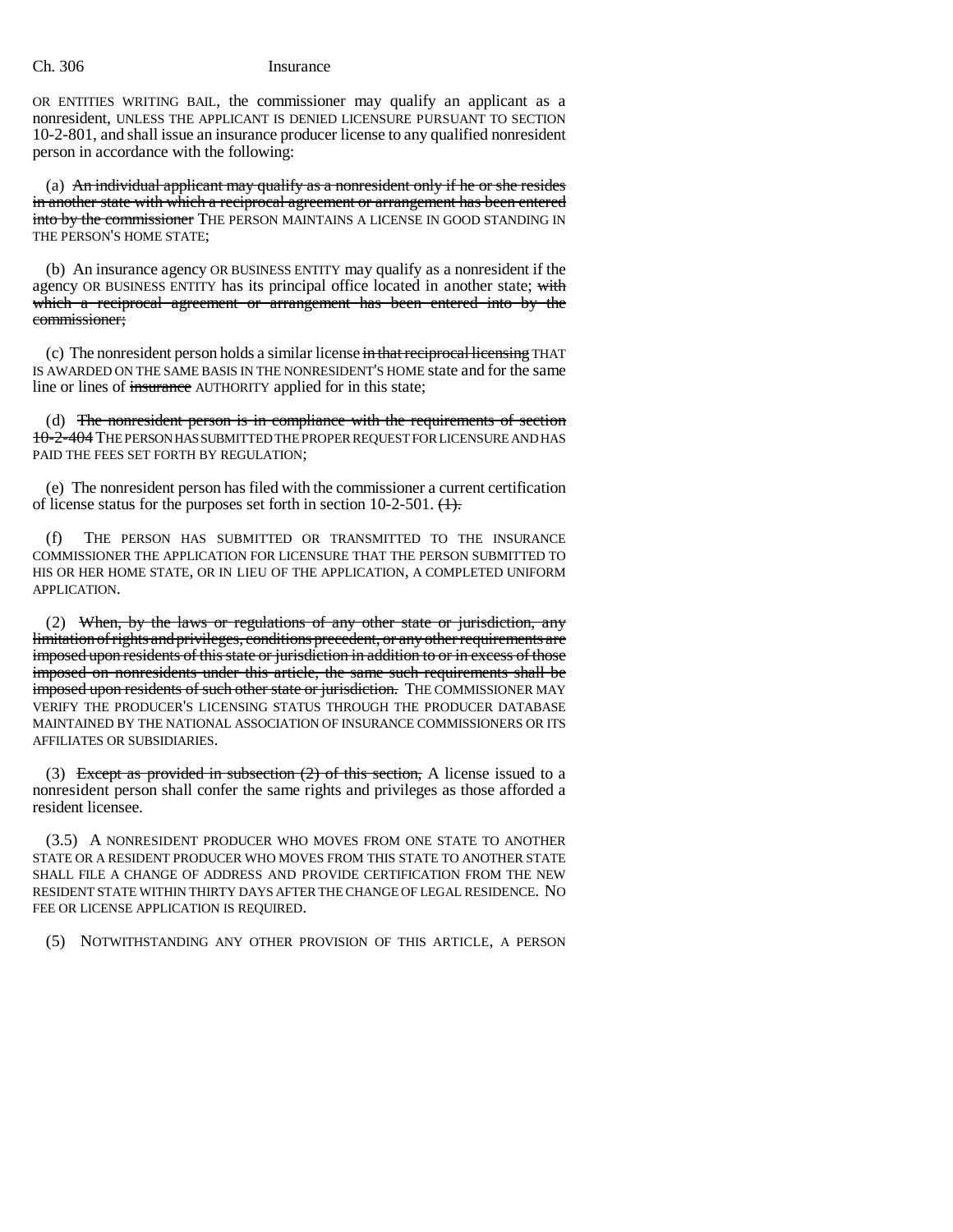OR ENTITIES WRITING BAIL, the commissioner may qualify an applicant as a nonresident, UNLESS THE APPLICANT IS DENIED LICENSURE PURSUANT TO SECTION 10-2-801, and shall issue an insurance producer license to any qualified nonresident person in accordance with the following:

(a) ~~An individual applicant may qualify as a nonresident only if he or she resides in another state with which a reciprocal agreement or arrangement has been entered into by the commissioner~~ THE PERSON MAINTAINS A LICENSE IN GOOD STANDING IN THE PERSON'S HOME STATE;

(b) An insurance agency OR BUSINESS ENTITY may qualify as a nonresident if the agency OR BUSINESS ENTITY has its principal office located in another state; ~~with which a reciprocal agreement or arrangement has been entered into by the commissioner;~~

(c) The nonresident person holds a similar license ~~in that reciprocal licensing~~ THAT IS AWARDED ON THE SAME BASIS IN THE NONRESIDENT'S HOME state and for the same line or lines of ~~insurance~~ AUTHORITY applied for in this state;

(d) ~~The nonresident person is in compliance with the requirements of section 10-2-404~~ THE PERSON HAS SUBMITTED THE PROPER REQUEST FOR LICENSURE AND HAS PAID THE FEES SET FORTH BY REGULATION;

(e) The nonresident person has filed with the commissioner a current certification of license status for the purposes set forth in section 10-2-501. ~~(1).~~

(f) THE PERSON HAS SUBMITTED OR TRANSMITTED TO THE INSURANCE COMMISSIONER THE APPLICATION FOR LICENSURE THAT THE PERSON SUBMITTED TO HIS OR HER HOME STATE, OR IN LIEU OF THE APPLICATION, A COMPLETED UNIFORM APPLICATION.

(2) ~~When, by the laws or regulations of any other state or jurisdiction, any limitation of rights and privileges, conditions precedent, or any other requirements are imposed upon residents of this state or jurisdiction in addition to or in excess of those imposed on nonresidents under this article, the same such requirements shall be imposed upon residents of such other state or jurisdiction.~~ THE COMMISSIONER MAY VERIFY THE PRODUCER'S LICENSING STATUS THROUGH THE PRODUCER DATABASE MAINTAINED BY THE NATIONAL ASSOCIATION OF INSURANCE COMMISSIONERS OR ITS AFFILIATES OR SUBSIDIARIES.

(3) ~~Except as provided in subsection (2) of this section,~~ A license issued to a nonresident person shall confer the same rights and privileges as those afforded a resident licensee.

(3.5) A NONRESIDENT PRODUCER WHO MOVES FROM ONE STATE TO ANOTHER STATE OR A RESIDENT PRODUCER WHO MOVES FROM THIS STATE TO ANOTHER STATE SHALL FILE A CHANGE OF ADDRESS AND PROVIDE CERTIFICATION FROM THE NEW RESIDENT STATE WITHIN THIRTY DAYS AFTER THE CHANGE OF LEGAL RESIDENCE. NO FEE OR LICENSE APPLICATION IS REQUIRED.

(5) NOTWITHSTANDING ANY OTHER PROVISION OF THIS ARTICLE, A PERSON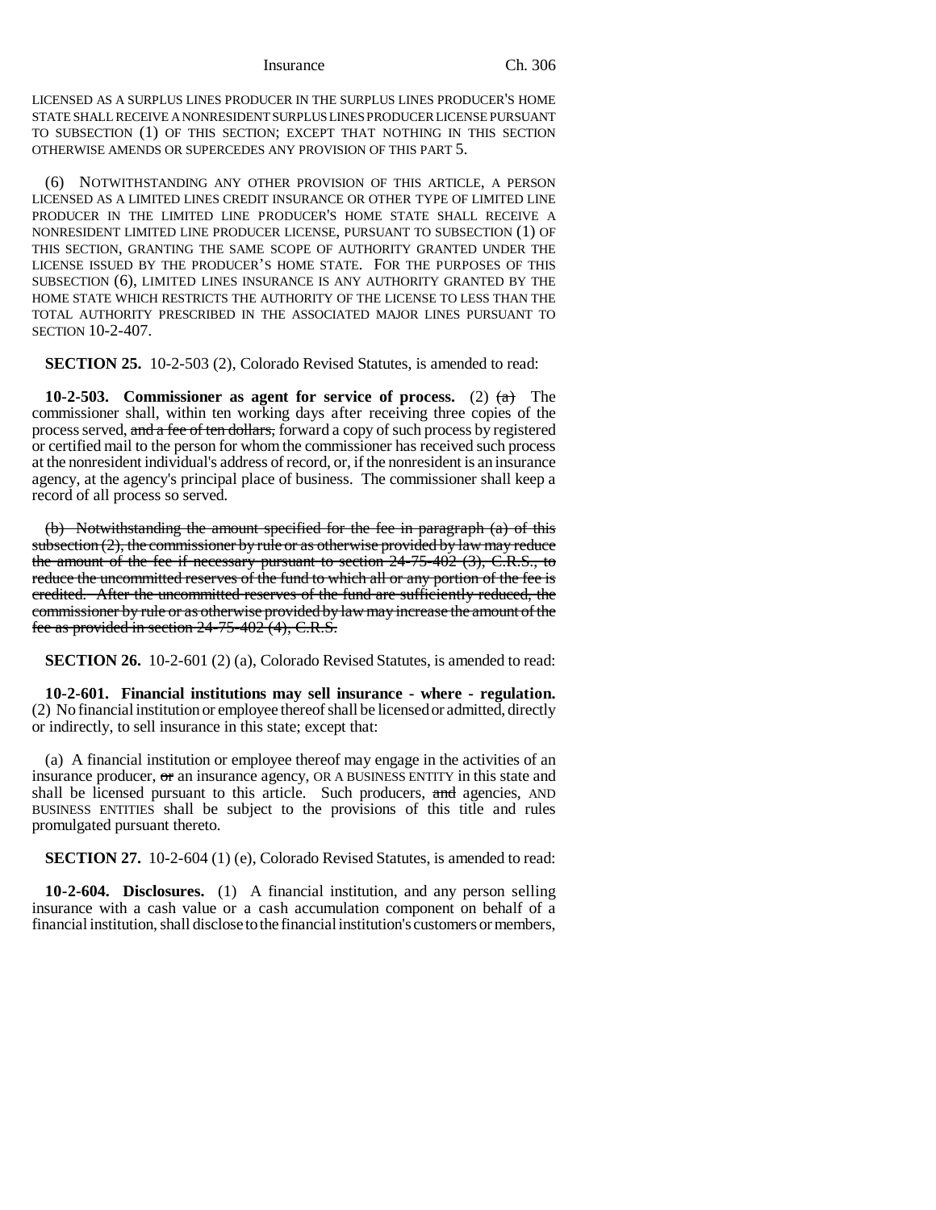LICENSED AS A SURPLUS LINES PRODUCER IN THE SURPLUS LINES PRODUCER'S HOME STATE SHALL RECEIVE A NONRESIDENT SURPLUS LINES PRODUCER LICENSE PURSUANT TO SUBSECTION (1) OF THIS SECTION; EXCEPT THAT NOTHING IN THIS SECTION OTHERWISE AMENDS OR SUPERCEDES ANY PROVISION OF THIS PART 5.

(6) NOTWITHSTANDING ANY OTHER PROVISION OF THIS ARTICLE, A PERSON LICENSED AS A LIMITED LINES CREDIT INSURANCE OR OTHER TYPE OF LIMITED LINE PRODUCER IN THE LIMITED LINE PRODUCER'S HOME STATE SHALL RECEIVE A NONRESIDENT LIMITED LINE PRODUCER LICENSE, PURSUANT TO SUBSECTION (1) OF THIS SECTION, GRANTING THE SAME SCOPE OF AUTHORITY GRANTED UNDER THE LICENSE ISSUED BY THE PRODUCER'S HOME STATE. FOR THE PURPOSES OF THIS SUBSECTION (6), LIMITED LINES INSURANCE IS ANY AUTHORITY GRANTED BY THE HOME STATE WHICH RESTRICTS THE AUTHORITY OF THE LICENSE TO LESS THAN THE TOTAL AUTHORITY PRESCRIBED IN THE ASSOCIATED MAJOR LINES PURSUANT TO SECTION 10-2-407.

**SECTION 25.** 10-2-503 (2), Colorado Revised Statutes, is amended to read:

**10-2-503. Commissioner as agent for service of process.** (2) ~~(a)~~ The commissioner shall, within ten working days after receiving three copies of the process served, ~~and a fee of ten dollars,~~ forward a copy of such process by registered or certified mail to the person for whom the commissioner has received such process at the nonresident individual's address of record, or, if the nonresident is an insurance agency, at the agency's principal place of business. The commissioner shall keep a record of all process so served.

~~(b) Notwithstanding the amount specified for the fee in paragraph (a) of this subsection (2), the commissioner by rule or as otherwise provided by law may reduce the amount of the fee if necessary pursuant to section 24-75-402 (3), C.R.S., to reduce the uncommitted reserves of the fund to which all or any portion of the fee is credited. After the uncommitted reserves of the fund are sufficiently reduced, the commissioner by rule or as otherwise provided by law may increase the amount of the fee as provided in section 24-75-402 (4), C.R.S.~~

**SECTION 26.** 10-2-601 (2) (a), Colorado Revised Statutes, is amended to read:

**10-2-601. Financial institutions may sell insurance - where - regulation.** (2) No financial institution or employee thereof shall be licensed or admitted, directly or indirectly, to sell insurance in this state; except that:

(a) A financial institution or employee thereof may engage in the activities of an insurance producer, ~~or~~ an insurance agency, OR A BUSINESS ENTITY in this state and shall be licensed pursuant to this article. Such producers, ~~and~~ agencies, AND BUSINESS ENTITIES shall be subject to the provisions of this title and rules promulgated pursuant thereto.

**SECTION 27.** 10-2-604 (1) (e), Colorado Revised Statutes, is amended to read:

**10-2-604. Disclosures.** (1) A financial institution, and any person selling insurance with a cash value or a cash accumulation component on behalf of a financial institution, shall disclose to the financial institution's customers or members,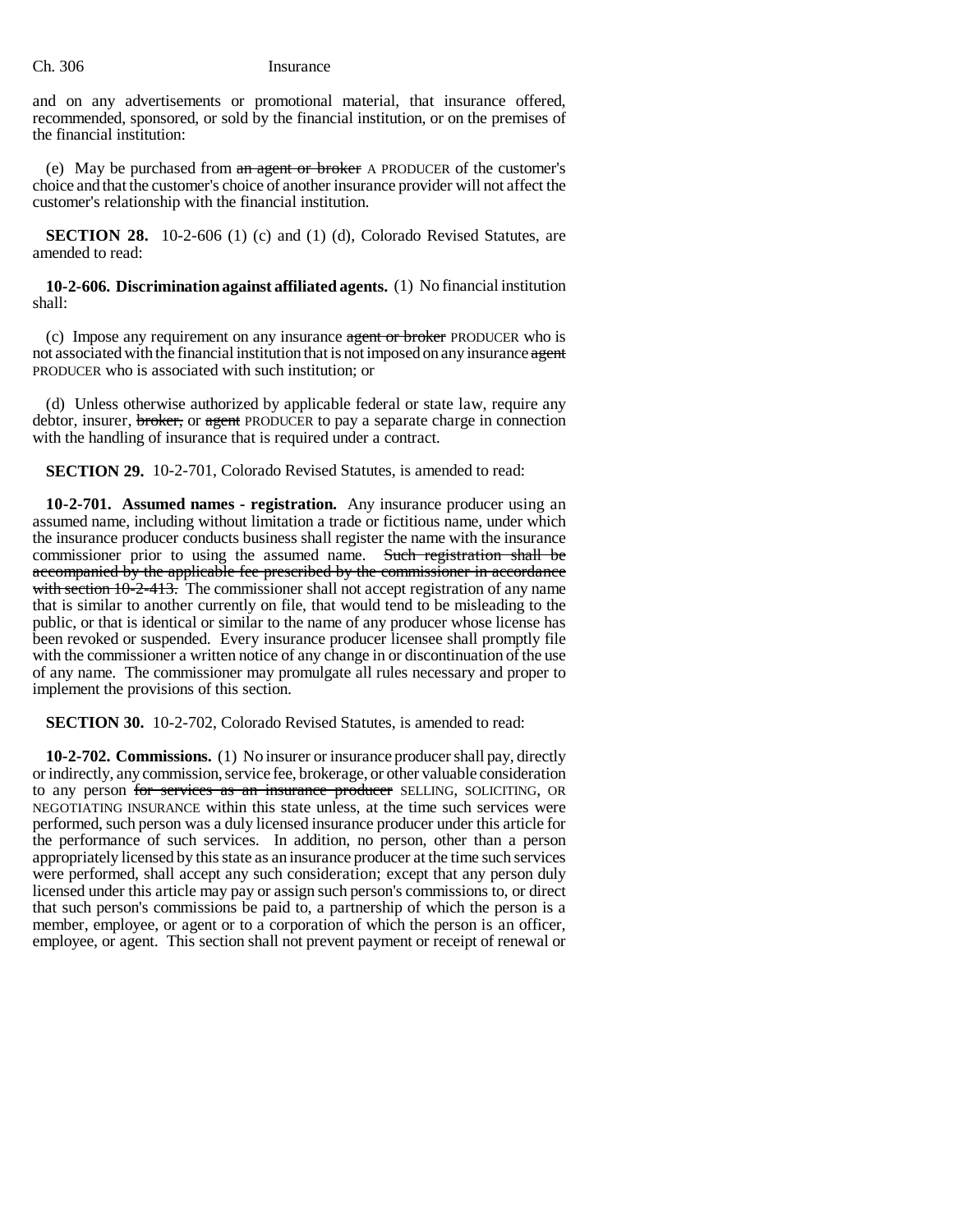and on any advertisements or promotional material, that insurance offered, recommended, sponsored, or sold by the financial institution, or on the premises of the financial institution:

(e) May be purchased from ~~an agent or broker~~ A PRODUCER of the customer's choice and that the customer's choice of another insurance provider will not affect the customer's relationship with the financial institution.

**SECTION 28.** 10-2-606 (1) (c) and (1) (d), Colorado Revised Statutes, are amended to read:

**10-2-606. Discrimination against affiliated agents.** (1) No financial institution shall:

(c) Impose any requirement on any insurance ~~agent or broker~~ PRODUCER who is not associated with the financial institution that is not imposed on any insurance ~~agent~~ PRODUCER who is associated with such institution; or

(d) Unless otherwise authorized by applicable federal or state law, require any debtor, insurer, ~~broker,~~ or ~~agent~~ PRODUCER to pay a separate charge in connection with the handling of insurance that is required under a contract.

**SECTION 29.** 10-2-701, Colorado Revised Statutes, is amended to read:

**10-2-701. Assumed names - registration.** Any insurance producer using an assumed name, including without limitation a trade or fictitious name, under which the insurance producer conducts business shall register the name with the insurance commissioner prior to using the assumed name. ~~Such registration shall be accompanied by the applicable fee prescribed by the commissioner in accordance with section 10-2-413.~~ The commissioner shall not accept registration of any name that is similar to another currently on file, that would tend to be misleading to the public, or that is identical or similar to the name of any producer whose license has been revoked or suspended. Every insurance producer licensee shall promptly file with the commissioner a written notice of any change in or discontinuation of the use of any name. The commissioner may promulgate all rules necessary and proper to implement the provisions of this section.

**SECTION 30.** 10-2-702, Colorado Revised Statutes, is amended to read:

**10-2-702. Commissions.** (1) No insurer or insurance producer shall pay, directly or indirectly, any commission, service fee, brokerage, or other valuable consideration to any person ~~for services as an insurance producer~~ SELLING, SOLICITING, OR NEGOTIATING INSURANCE within this state unless, at the time such services were performed, such person was a duly licensed insurance producer under this article for the performance of such services. In addition, no person, other than a person appropriately licensed by this state as an insurance producer at the time such services were performed, shall accept any such consideration; except that any person duly licensed under this article may pay or assign such person's commissions to, or direct that such person's commissions be paid to, a partnership of which the person is a member, employee, or agent or to a corporation of which the person is an officer, employee, or agent. This section shall not prevent payment or receipt of renewal or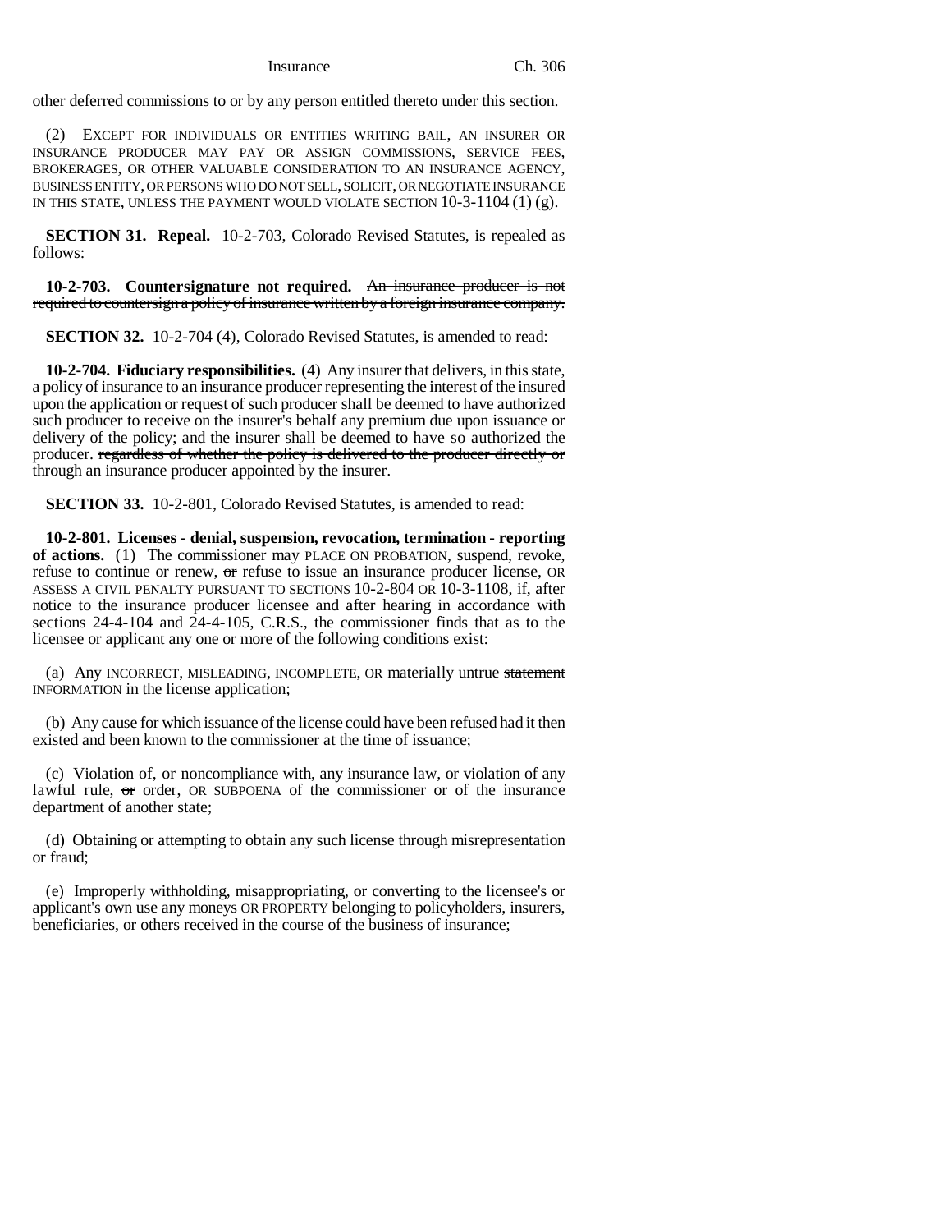other deferred commissions to or by any person entitled thereto under this section.

(2) EXCEPT FOR INDIVIDUALS OR ENTITIES WRITING BAIL, AN INSURER OR INSURANCE PRODUCER MAY PAY OR ASSIGN COMMISSIONS, SERVICE FEES, BROKERAGES, OR OTHER VALUABLE CONSIDERATION TO AN INSURANCE AGENCY, BUSINESS ENTITY, OR PERSONS WHO DO NOT SELL, SOLICIT, OR NEGOTIATE INSURANCE IN THIS STATE, UNLESS THE PAYMENT WOULD VIOLATE SECTION 10-3-1104 (1) (g).

**SECTION 31. Repeal.** 10-2-703, Colorado Revised Statutes, is repealed as follows:

**10-2-703. Countersignature not required.** ~~An insurance producer is not required to countersign a policy of insurance written by a foreign insurance company.~~

**SECTION 32.** 10-2-704 (4), Colorado Revised Statutes, is amended to read:

**10-2-704. Fiduciary responsibilities.** (4) Any insurer that delivers, in this state, a policy of insurance to an insurance producer representing the interest of the insured upon the application or request of such producer shall be deemed to have authorized such producer to receive on the insurer's behalf any premium due upon issuance or delivery of the policy; and the insurer shall be deemed to have so authorized the producer. ~~regardless of whether the policy is delivered to the producer directly or through an insurance producer appointed by the insurer.~~

**SECTION 33.** 10-2-801, Colorado Revised Statutes, is amended to read:

**10-2-801. Licenses - denial, suspension, revocation, termination - reporting of actions.** (1) The commissioner may PLACE ON PROBATION, suspend, revoke, refuse to continue or renew, ~~or~~ refuse to issue an insurance producer license, OR ASSESS A CIVIL PENALTY PURSUANT TO SECTIONS 10-2-804 OR 10-3-1108, if, after notice to the insurance producer licensee and after hearing in accordance with sections 24-4-104 and 24-4-105, C.R.S., the commissioner finds that as to the licensee or applicant any one or more of the following conditions exist:

(a) Any INCORRECT, MISLEADING, INCOMPLETE, OR materially untrue ~~statement~~ INFORMATION in the license application;

(b) Any cause for which issuance of the license could have been refused had it then existed and been known to the commissioner at the time of issuance;

(c) Violation of, or noncompliance with, any insurance law, or violation of any lawful rule, ~~or~~ order, OR SUBPOENA of the commissioner or of the insurance department of another state;

(d) Obtaining or attempting to obtain any such license through misrepresentation or fraud;

(e) Improperly withholding, misappropriating, or converting to the licensee's or applicant's own use any moneys OR PROPERTY belonging to policyholders, insurers, beneficiaries, or others received in the course of the business of insurance;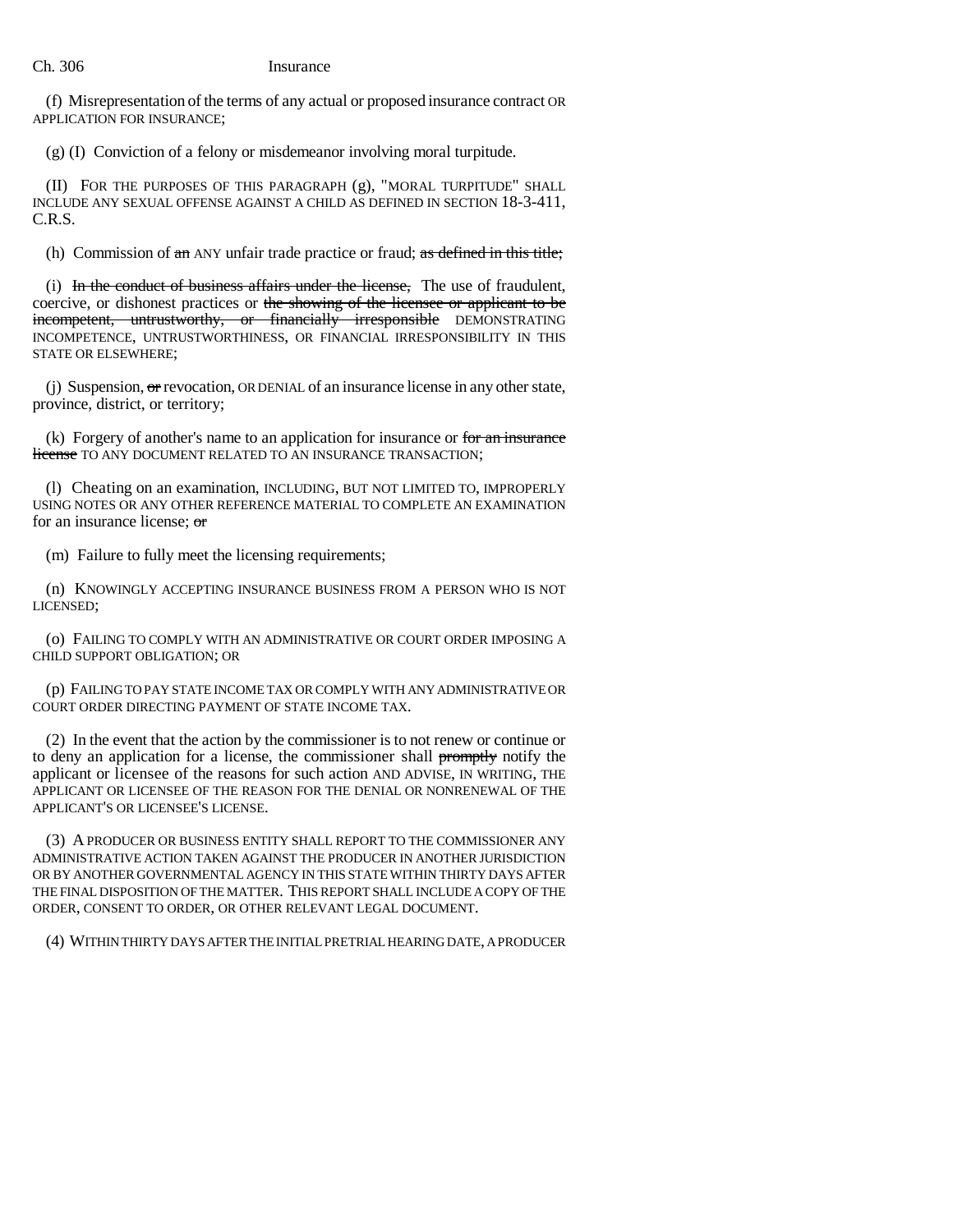(f) Misrepresentation of the terms of any actual or proposed insurance contract OR APPLICATION FOR INSURANCE;

(g) (I) Conviction of a felony or misdemeanor involving moral turpitude.

(II) FOR THE PURPOSES OF THIS PARAGRAPH (g), "MORAL TURPITUDE" SHALL INCLUDE ANY SEXUAL OFFENSE AGAINST A CHILD AS DEFINED IN SECTION 18-3-411, C.R.S.

(h) Commission of ~~an~~ ANY unfair trade practice or fraud; ~~as defined in this title;~~

(i) ~~In the conduct of business affairs under the license,~~ The use of fraudulent, coercive, or dishonest practices or ~~the showing of the licensee or applicant to be incompetent, untrustworthy, or financially irresponsible~~ DEMONSTRATING INCOMPETENCE, UNTRUSTWORTHINESS, OR FINANCIAL IRRESPONSIBILITY IN THIS STATE OR ELSEWHERE;

(j) Suspension, ~~or~~ revocation, OR DENIAL of an insurance license in any other state, province, district, or territory;

(k) Forgery of another's name to an application for insurance or ~~for an insurance license~~ TO ANY DOCUMENT RELATED TO AN INSURANCE TRANSACTION;

(l) Cheating on an examination, INCLUDING, BUT NOT LIMITED TO, IMPROPERLY USING NOTES OR ANY OTHER REFERENCE MATERIAL TO COMPLETE AN EXAMINATION for an insurance license; ~~or~~

(m) Failure to fully meet the licensing requirements;

(n) KNOWINGLY ACCEPTING INSURANCE BUSINESS FROM A PERSON WHO IS NOT LICENSED;

(o) FAILING TO COMPLY WITH AN ADMINISTRATIVE OR COURT ORDER IMPOSING A CHILD SUPPORT OBLIGATION; OR

(p) FAILING TO PAY STATE INCOME TAX OR COMPLY WITH ANY ADMINISTRATIVE OR COURT ORDER DIRECTING PAYMENT OF STATE INCOME TAX.

(2) In the event that the action by the commissioner is to not renew or continue or to deny an application for a license, the commissioner shall ~~promptly~~ notify the applicant or licensee of the reasons for such action AND ADVISE, IN WRITING, THE APPLICANT OR LICENSEE OF THE REASON FOR THE DENIAL OR NONRENEWAL OF THE APPLICANT'S OR LICENSEE'S LICENSE.

(3) A PRODUCER OR BUSINESS ENTITY SHALL REPORT TO THE COMMISSIONER ANY ADMINISTRATIVE ACTION TAKEN AGAINST THE PRODUCER IN ANOTHER JURISDICTION OR BY ANOTHER GOVERNMENTAL AGENCY IN THIS STATE WITHIN THIRTY DAYS AFTER THE FINAL DISPOSITION OF THE MATTER. THIS REPORT SHALL INCLUDE A COPY OF THE ORDER, CONSENT TO ORDER, OR OTHER RELEVANT LEGAL DOCUMENT.

(4) WITHIN THIRTY DAYS AFTER THE INITIAL PRETRIAL HEARING DATE, A PRODUCER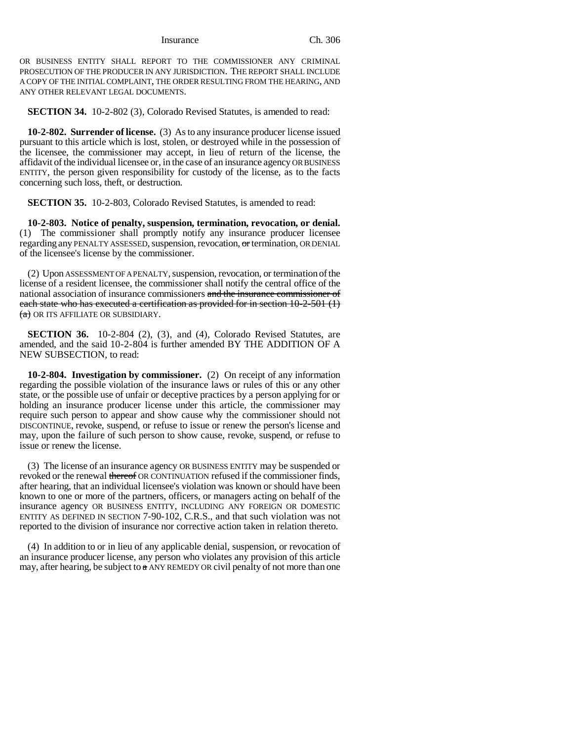OR BUSINESS ENTITY SHALL REPORT TO THE COMMISSIONER ANY CRIMINAL PROSECUTION OF THE PRODUCER IN ANY JURISDICTION. THE REPORT SHALL INCLUDE A COPY OF THE INITIAL COMPLAINT, THE ORDER RESULTING FROM THE HEARING, AND ANY OTHER RELEVANT LEGAL DOCUMENTS.

**SECTION 34.** 10-2-802 (3), Colorado Revised Statutes, is amended to read:

**10-2-802. Surrender of license.** (3) As to any insurance producer license issued pursuant to this article which is lost, stolen, or destroyed while in the possession of the licensee, the commissioner may accept, in lieu of return of the license, the affidavit of the individual licensee or, in the case of an insurance agency OR BUSINESS ENTITY, the person given responsibility for custody of the license, as to the facts concerning such loss, theft, or destruction.

**SECTION 35.** 10-2-803, Colorado Revised Statutes, is amended to read:

**10-2-803. Notice of penalty, suspension, termination, revocation, or denial.** (1) The commissioner shall promptly notify any insurance producer licensee regarding any PENALTY ASSESSED, suspension, revocation, ~~or~~ termination, OR DENIAL of the licensee's license by the commissioner.

(2) Upon ASSESSMENT OF A PENALTY, suspension, revocation, or termination of the license of a resident licensee, the commissioner shall notify the central office of the national association of insurance commissioners ~~and the insurance commissioner of each state who has executed a certification as provided for in section 10-2-501 (1) (a)~~ OR ITS AFFILIATE OR SUBSIDIARY.

**SECTION 36.** 10-2-804 (2), (3), and (4), Colorado Revised Statutes, are amended, and the said 10-2-804 is further amended BY THE ADDITION OF A NEW SUBSECTION, to read:

**10-2-804. Investigation by commissioner.** (2) On receipt of any information regarding the possible violation of the insurance laws or rules of this or any other state, or the possible use of unfair or deceptive practices by a person applying for or holding an insurance producer license under this article, the commissioner may require such person to appear and show cause why the commissioner should not DISCONTINUE, revoke, suspend, or refuse to issue or renew the person's license and may, upon the failure of such person to show cause, revoke, suspend, or refuse to issue or renew the license.

(3) The license of an insurance agency OR BUSINESS ENTITY may be suspended or revoked or the renewal ~~thereof~~ OR CONTINUATION refused if the commissioner finds, after hearing, that an individual licensee's violation was known or should have been known to one or more of the partners, officers, or managers acting on behalf of the insurance agency OR BUSINESS ENTITY, INCLUDING ANY FOREIGN OR DOMESTIC ENTITY AS DEFINED IN SECTION 7-90-102, C.R.S., and that such violation was not reported to the division of insurance nor corrective action taken in relation thereto.

(4) In addition to or in lieu of any applicable denial, suspension, or revocation of an insurance producer license, any person who violates any provision of this article may, after hearing, be subject to ~~a~~ ANY REMEDY OR civil penalty of not more than one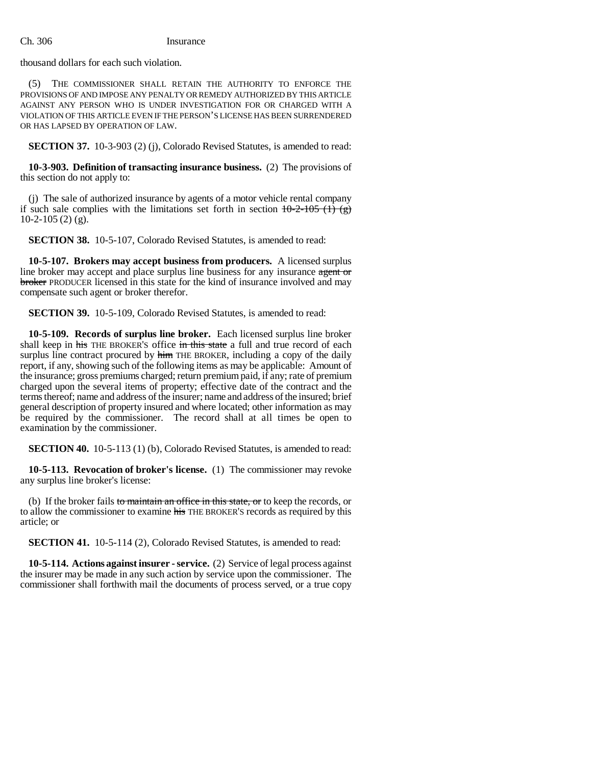thousand dollars for each such violation.

(5) THE COMMISSIONER SHALL RETAIN THE AUTHORITY TO ENFORCE THE PROVISIONS OF AND IMPOSE ANY PENALTY OR REMEDY AUTHORIZED BY THIS ARTICLE AGAINST ANY PERSON WHO IS UNDER INVESTIGATION FOR OR CHARGED WITH A VIOLATION OF THIS ARTICLE EVEN IF THE PERSON'S LICENSE HAS BEEN SURRENDERED OR HAS LAPSED BY OPERATION OF LAW.

**SECTION 37.** 10-3-903 (2) (j), Colorado Revised Statutes, is amended to read:

**10-3-903. Definition of transacting insurance business.** (2) The provisions of this section do not apply to:

(j) The sale of authorized insurance by agents of a motor vehicle rental company if such sale complies with the limitations set forth in section ~~10-2-105 (1) (g)~~ 10-2-105 (2) (g).

**SECTION 38.** 10-5-107, Colorado Revised Statutes, is amended to read:

**10-5-107. Brokers may accept business from producers.** A licensed surplus line broker may accept and place surplus line business for any insurance ~~agent or broker~~ PRODUCER licensed in this state for the kind of insurance involved and may compensate such agent or broker therefor.

**SECTION 39.** 10-5-109, Colorado Revised Statutes, is amended to read:

**10-5-109. Records of surplus line broker.** Each licensed surplus line broker shall keep in ~~his~~ THE BROKER'S office ~~in this state~~ a full and true record of each surplus line contract procured by ~~him~~ THE BROKER, including a copy of the daily report, if any, showing such of the following items as may be applicable: Amount of the insurance; gross premiums charged; return premium paid, if any; rate of premium charged upon the several items of property; effective date of the contract and the terms thereof; name and address of the insurer; name and address of the insured; brief general description of property insured and where located; other information as may be required by the commissioner. The record shall at all times be open to examination by the commissioner.

**SECTION 40.** 10-5-113 (1) (b), Colorado Revised Statutes, is amended to read:

**10-5-113. Revocation of broker's license.** (1) The commissioner may revoke any surplus line broker's license:

(b) If the broker fails ~~to maintain an office in this state, or~~ to keep the records, or to allow the commissioner to examine ~~his~~ THE BROKER'S records as required by this article; or

**SECTION 41.** 10-5-114 (2), Colorado Revised Statutes, is amended to read:

**10-5-114. Actions against insurer - service.** (2) Service of legal process against the insurer may be made in any such action by service upon the commissioner. The commissioner shall forthwith mail the documents of process served, or a true copy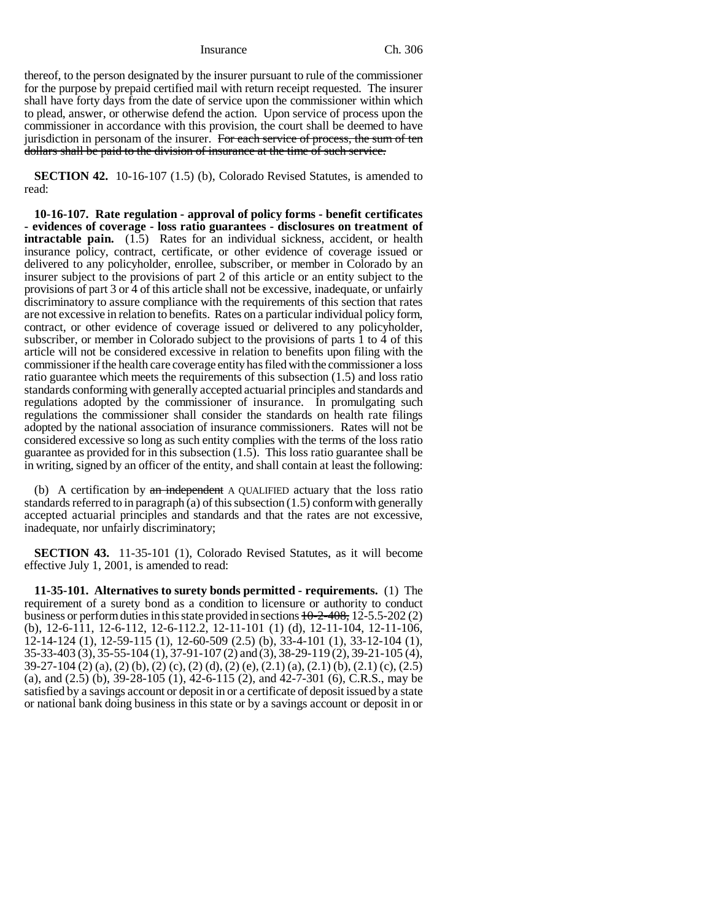thereof, to the person designated by the insurer pursuant to rule of the commissioner for the purpose by prepaid certified mail with return receipt requested. The insurer shall have forty days from the date of service upon the commissioner within which to plead, answer, or otherwise defend the action. Upon service of process upon the commissioner in accordance with this provision, the court shall be deemed to have jurisdiction in personam of the insurer. ~~For each service of process, the sum of ten dollars shall be paid to the division of insurance at the time of such service.~~

**SECTION 42.** 10-16-107 (1.5) (b), Colorado Revised Statutes, is amended to read:

**10-16-107. Rate regulation - approval of policy forms - benefit certificates - evidences of coverage - loss ratio guarantees - disclosures on treatment of intractable pain.** (1.5) Rates for an individual sickness, accident, or health insurance policy, contract, certificate, or other evidence of coverage issued or delivered to any policyholder, enrollee, subscriber, or member in Colorado by an insurer subject to the provisions of part 2 of this article or an entity subject to the provisions of part 3 or 4 of this article shall not be excessive, inadequate, or unfairly discriminatory to assure compliance with the requirements of this section that rates are not excessive in relation to benefits. Rates on a particular individual policy form, contract, or other evidence of coverage issued or delivered to any policyholder, subscriber, or member in Colorado subject to the provisions of parts 1 to 4 of this article will not be considered excessive in relation to benefits upon filing with the commissioner if the health care coverage entity has filed with the commissioner a loss ratio guarantee which meets the requirements of this subsection (1.5) and loss ratio standards conforming with generally accepted actuarial principles and standards and regulations adopted by the commissioner of insurance. In promulgating such regulations the commissioner shall consider the standards on health rate filings adopted by the national association of insurance commissioners. Rates will not be considered excessive so long as such entity complies with the terms of the loss ratio guarantee as provided for in this subsection (1.5). This loss ratio guarantee shall be in writing, signed by an officer of the entity, and shall contain at least the following:

(b) A certification by ~~an independent~~ A QUALIFIED actuary that the loss ratio standards referred to in paragraph (a) of this subsection (1.5) conform with generally accepted actuarial principles and standards and that the rates are not excessive, inadequate, nor unfairly discriminatory;

**SECTION 43.** 11-35-101 (1), Colorado Revised Statutes, as it will become effective July 1, 2001, is amended to read:

**11-35-101. Alternatives to surety bonds permitted - requirements.** (1) The requirement of a surety bond as a condition to licensure or authority to conduct business or perform duties in this state provided in sections ~~10-2-408,~~ 12-5.5-202 (2) (b), 12-6-111, 12-6-112, 12-6-112.2, 12-11-101 (1) (d), 12-11-104, 12-11-106, 12-14-124 (1), 12-59-115 (1), 12-60-509 (2.5) (b), 33-4-101 (1), 33-12-104 (1), 35-33-403 (3), 35-55-104 (1), 37-91-107 (2) and (3), 38-29-119 (2), 39-21-105 (4), 39-27-104 (2) (a), (2) (b), (2) (c), (2) (d), (2) (e), (2.1) (a), (2.1) (b), (2.1) (c), (2.5) (a), and (2.5) (b), 39-28-105 (1), 42-6-115 (2), and 42-7-301 (6), C.R.S., may be satisfied by a savings account or deposit in or a certificate of deposit issued by a state or national bank doing business in this state or by a savings account or deposit in or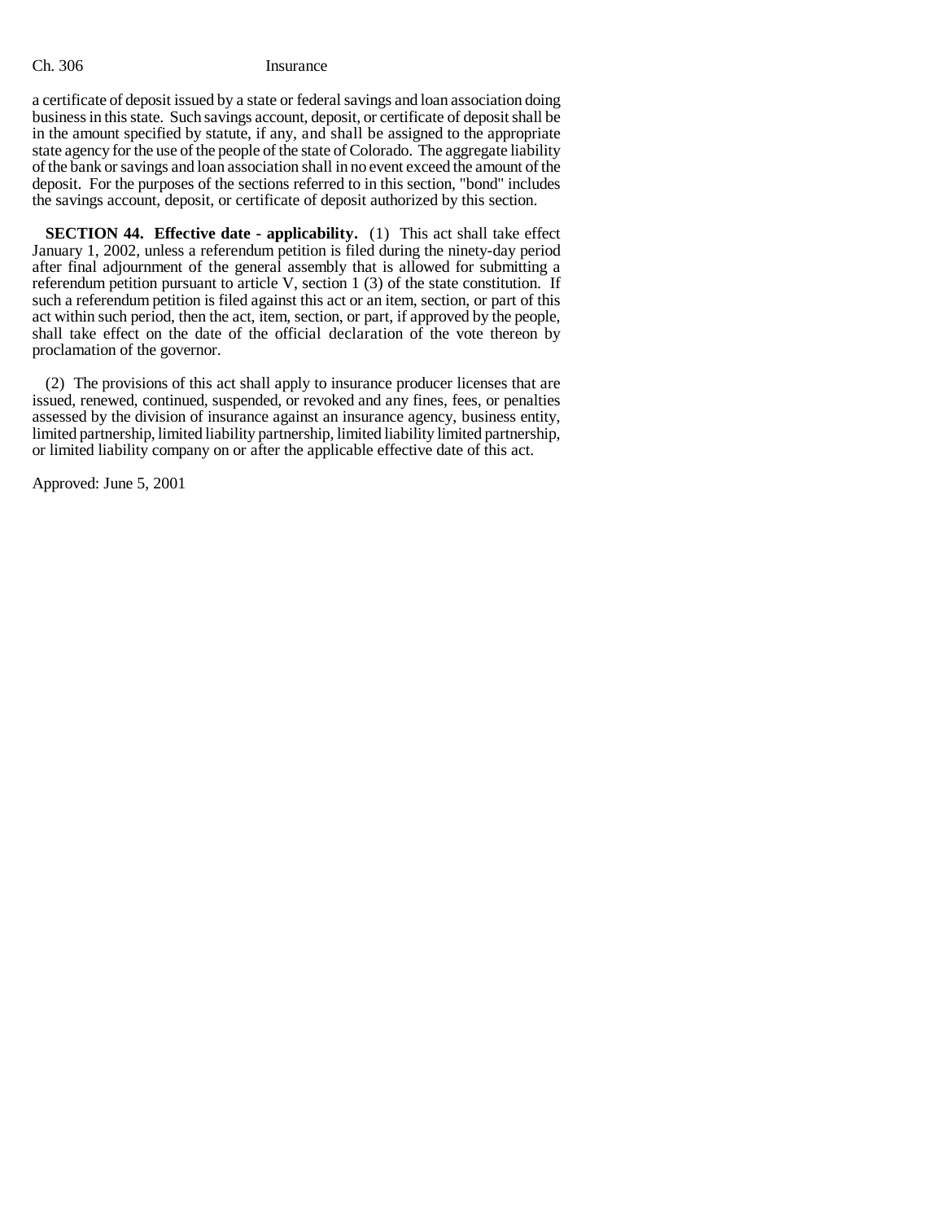a certificate of deposit issued by a state or federal savings and loan association doing business in this state. Such savings account, deposit, or certificate of deposit shall be in the amount specified by statute, if any, and shall be assigned to the appropriate state agency for the use of the people of the state of Colorado. The aggregate liability of the bank or savings and loan association shall in no event exceed the amount of the deposit. For the purposes of the sections referred to in this section, "bond" includes the savings account, deposit, or certificate of deposit authorized by this section.

**SECTION 44. Effective date - applicability.** (1) This act shall take effect January 1, 2002, unless a referendum petition is filed during the ninety-day period after final adjournment of the general assembly that is allowed for submitting a referendum petition pursuant to article V, section 1 (3) of the state constitution. If such a referendum petition is filed against this act or an item, section, or part of this act within such period, then the act, item, section, or part, if approved by the people, shall take effect on the date of the official declaration of the vote thereon by proclamation of the governor.

(2) The provisions of this act shall apply to insurance producer licenses that are issued, renewed, continued, suspended, or revoked and any fines, fees, or penalties assessed by the division of insurance against an insurance agency, business entity, limited partnership, limited liability partnership, limited liability limited partnership, or limited liability company on or after the applicable effective date of this act.

Approved: June 5, 2001